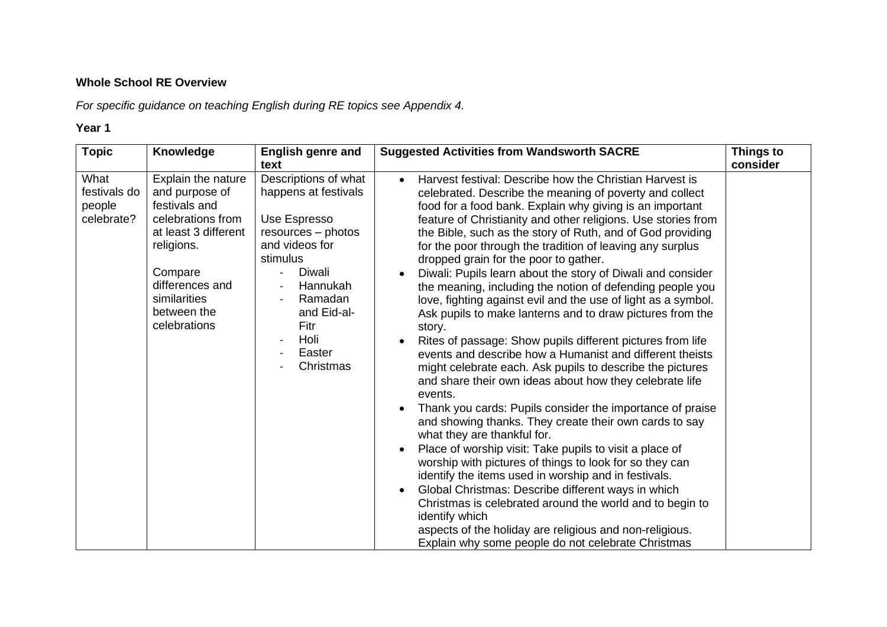**Whole School RE Overview**

*For specific guidance on teaching English during RE topics see Appendix 4.*

**Year 1**

| Topic | Knowledge | English genre and text | Suggested Activities from Wandsworth SACRE | Things to consider |
|---|---|---|---|---|
| What festivals do people celebrate? | Explain the nature and purpose of festivals and celebrations from at least 3 different religions.<br><br>Compare differences and similarities between the celebrations | Descriptions of what happens at festivals<br><br>Use Espresso resources – photos and videos for stimulus<br>- Diwali<br>- Hannukah<br>- Ramadan and Eid-al-Fitr<br>- Holi<br>- Easter<br>- Christmas | • Harvest festival: Describe how the Christian Harvest is celebrated. Describe the meaning of poverty and collect food for a food bank. Explain why giving is an important feature of Christianity and other religions. Use stories from the Bible, such as the story of Ruth, and of God providing for the poor through the tradition of leaving any surplus dropped grain for the poor to gather.<br>• Diwali: Pupils learn about the story of Diwali and consider the meaning, including the notion of defending people you love, fighting against evil and the use of light as a symbol. Ask pupils to make lanterns and to draw pictures from the story.<br>• Rites of passage: Show pupils different pictures from life events and describe how a Humanist and different theists might celebrate each. Ask pupils to describe the pictures and share their own ideas about how they celebrate life events.<br>• Thank you cards: Pupils consider the importance of praise and showing thanks. They create their own cards to say what they are thankful for.<br>• Place of worship visit: Take pupils to visit a place of worship with pictures of things to look for so they can identify the items used in worship and in festivals.<br>• Global Christmas: Describe different ways in which Christmas is celebrated around the world and to begin to identify which aspects of the holiday are religious and non-religious. Explain why some people do not celebrate Christmas | |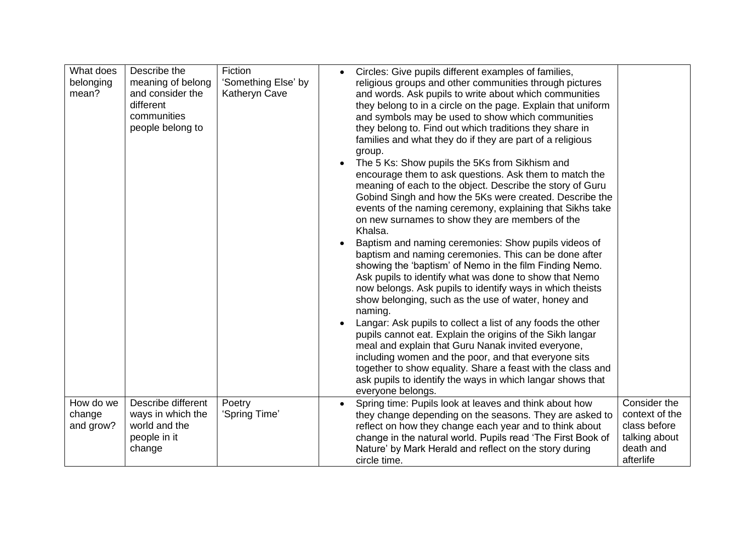| What does belonging mean? | Describe the meaning of belong and consider the different communities people belong to | Fiction 'Something Else' by Katheryn Cave | • Circles: Give pupils different examples of families, religious groups and other communities through pictures and words. Ask pupils to write about which communities they belong to in a circle on the page. Explain that uniform and symbols may be used to show which communities they belong to. Find out which traditions they share in families and what they do if they are part of a religious group.<br>• The 5 Ks: Show pupils the 5Ks from Sikhism and encourage them to ask questions. Ask them to match the meaning of each to the object. Describe the story of Guru Gobind Singh and how the 5Ks were created. Describe the events of the naming ceremony, explaining that Sikhs take on new surnames to show they are members of the Khalsa.<br>• Baptism and naming ceremonies: Show pupils videos of baptism and naming ceremonies. This can be done after showing the 'baptism' of Nemo in the film Finding Nemo. Ask pupils to identify what was done to show that Nemo now belongs. Ask pupils to identify ways in which theists show belonging, such as the use of water, honey and naming.<br>• Langar: Ask pupils to collect a list of any foods the other pupils cannot eat. Explain the origins of the Sikh langar meal and explain that Guru Nanak invited everyone, including women and the poor, and that everyone sits together to show equality. Share a feast with the class and ask pupils to identify the ways in which langar shows that everyone belongs. | |
|---|---|---|---|---|
| How do we change and grow? | Describe different ways in which the world and the people in it change | Poetry 'Spring Time' | • Spring time: Pupils look at leaves and think about how they change depending on the seasons. They are asked to reflect on how they change each year and to think about change in the natural world. Pupils read 'The First Book of Nature' by Mark Herald and reflect on the story during circle time. | Consider the context of the class before talking about death and afterlife |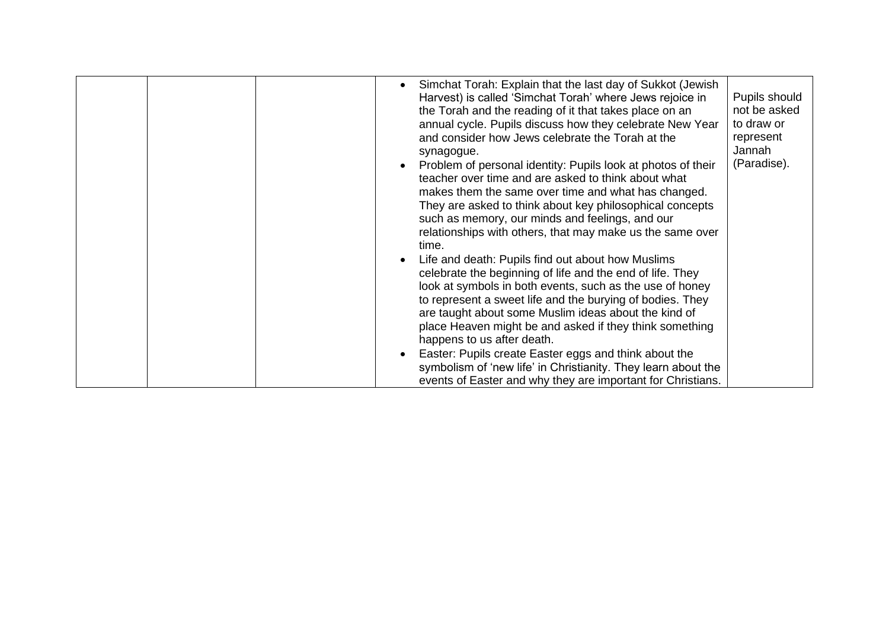| | | | | |
|---|---|---|---|---|
| | | | • Simchat Torah: Explain that the last day of Sukkot (Jewish Harvest) is called 'Simchat Torah' where Jews rejoice in the Torah and the reading of it that takes place on an annual cycle. Pupils discuss how they celebrate New Year and consider how Jews celebrate the Torah at the synagogue.<br>• Problem of personal identity: Pupils look at photos of their teacher over time and are asked to think about what makes them the same over time and what has changed. They are asked to think about key philosophical concepts such as memory, our minds and feelings, and our relationships with others, that may make us the same over time.<br>• Life and death: Pupils find out about how Muslims celebrate the beginning of life and the end of life. They look at symbols in both events, such as the use of honey to represent a sweet life and the burying of bodies. They are taught about some Muslim ideas about the kind of place Heaven might be and asked if they think something happens to us after death.<br>• Easter: Pupils create Easter eggs and think about the symbolism of 'new life' in Christianity. They learn about the events of Easter and why they are important for Christians. | Pupils should not be asked to draw or represent Jannah (Paradise). |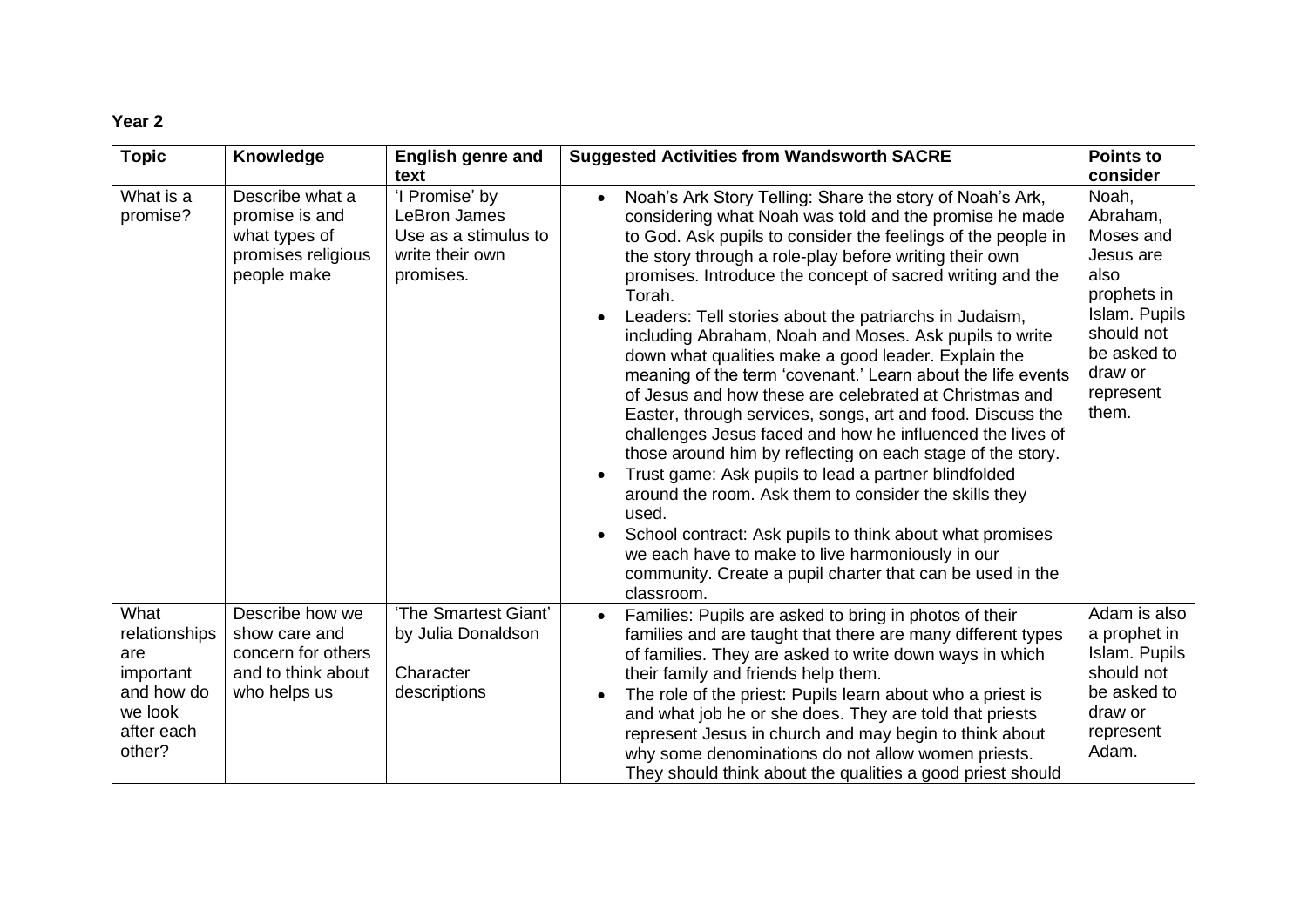**Year 2**

| Topic | Knowledge | English genre and text | Suggested Activities from Wandsworth SACRE | Points to consider |
|---|---|---|---|---|
| What is a promise? | Describe what a promise is and what types of promises religious people make | 'I Promise' by LeBron James<br>Use as a stimulus to write their own promises. | • Noah's Ark Story Telling: Share the story of Noah's Ark, considering what Noah was told and the promise he made to God. Ask pupils to consider the feelings of the people in the story through a role-play before writing their own promises. Introduce the concept of sacred writing and the Torah.<br>• Leaders: Tell stories about the patriarchs in Judaism, including Abraham, Noah and Moses. Ask pupils to write down what qualities make a good leader. Explain the meaning of the term 'covenant.' Learn about the life events of Jesus and how these are celebrated at Christmas and Easter, through services, songs, art and food. Discuss the challenges Jesus faced and how he influenced the lives of those around him by reflecting on each stage of the story.<br>• Trust game: Ask pupils to lead a partner blindfolded around the room. Ask them to consider the skills they used.<br>• School contract: Ask pupils to think about what promises we each have to make to live harmoniously in our community. Create a pupil charter that can be used in the classroom. | Noah, Abraham, Moses and Jesus are also prophets in Islam. Pupils should not be asked to draw or represent them. |
| What relationships are important and how do we look after each other? | Describe how we show care and concern for others and to think about who helps us | 'The Smartest Giant' by Julia Donaldson<br><br>Character descriptions | • Families: Pupils are asked to bring in photos of their families and are taught that there are many different types of families. They are asked to write down ways in which their family and friends help them.<br>• The role of the priest: Pupils learn about who a priest is and what job he or she does. They are told that priests represent Jesus in church and may begin to think about why some denominations do not allow women priests. They should think about the qualities a good priest should | Adam is also a prophet in Islam. Pupils should not be asked to draw or represent Adam. |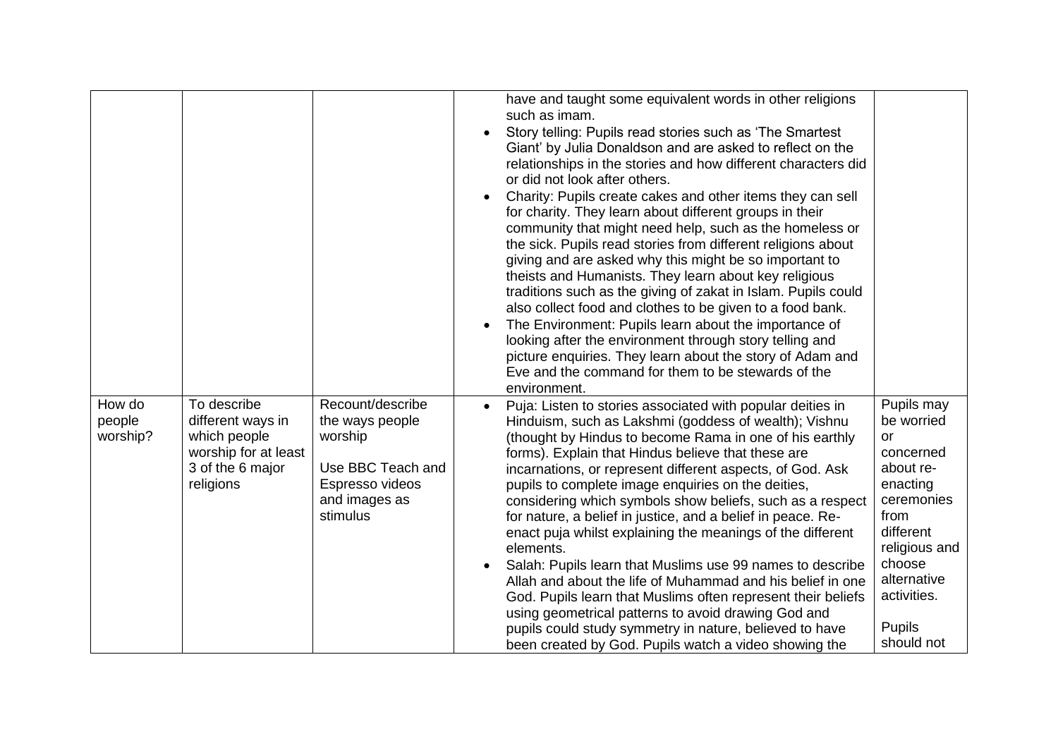|  |  |  |  |  |
|---|---|---|---|---|
|  |  |  | have and taught some equivalent words in other religions such as imam.<br>• Story telling: Pupils read stories such as 'The Smartest Giant' by Julia Donaldson and are asked to reflect on the relationships in the stories and how different characters did or did not look after others.<br>• Charity: Pupils create cakes and other items they can sell for charity. They learn about different groups in their community that might need help, such as the homeless or the sick. Pupils read stories from different religions about giving and are asked why this might be so important to theists and Humanists. They learn about key religious traditions such as the giving of zakat in Islam. Pupils could also collect food and clothes to be given to a food bank.<br>• The Environment: Pupils learn about the importance of looking after the environment through story telling and picture enquiries. They learn about the story of Adam and Eve and the command for them to be stewards of the environment. |  |
| How do people worship? | To describe different ways in which people worship for at least 3 of the 6 major religions | Recount/describe the ways people worship<br><br>Use BBC Teach and Espresso videos and images as stimulus | • Puja: Listen to stories associated with popular deities in Hinduism, such as Lakshmi (goddess of wealth); Vishnu (thought by Hindus to become Rama in one of his earthly forms). Explain that Hindus believe that these are incarnations, or represent different aspects, of God. Ask pupils to complete image enquiries on the deities, considering which symbols show beliefs, such as a respect for nature, a belief in justice, and a belief in peace. Re-enact puja whilst explaining the meanings of the different elements.<br>• Salah: Pupils learn that Muslims use 99 names to describe Allah and about the life of Muhammad and his belief in one God. Pupils learn that Muslims often represent their beliefs using geometrical patterns to avoid drawing God and pupils could study symmetry in nature, believed to have been created by God. Pupils watch a video showing the | Pupils may be worried or concerned about re-enacting ceremonies from different religious and choose alternative activities.<br><br>Pupils should not |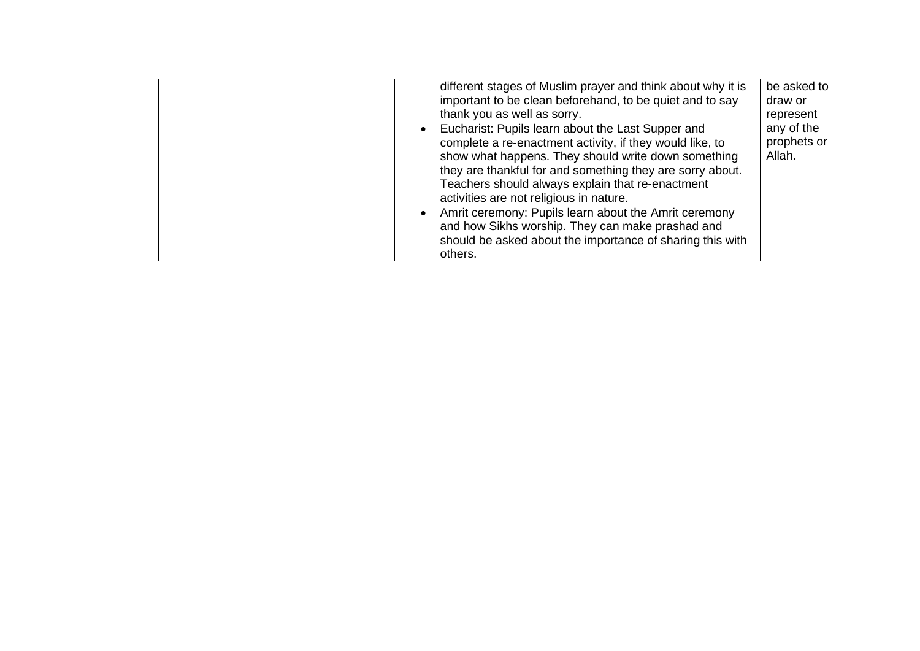| | | | | |
|---|---|---|---|---|
| | | | different stages of Muslim prayer and think about why it is important to be clean beforehand, to be quiet and to say thank you as well as sorry.<br>• Eucharist: Pupils learn about the Last Supper and complete a re-enactment activity, if they would like, to show what happens. They should write down something they are thankful for and something they are sorry about. Teachers should always explain that re-enactment activities are not religious in nature.<br>• Amrit ceremony: Pupils learn about the Amrit ceremony and how Sikhs worship. They can make prashad and should be asked about the importance of sharing this with others. | be asked to draw or represent any of the prophets or Allah. |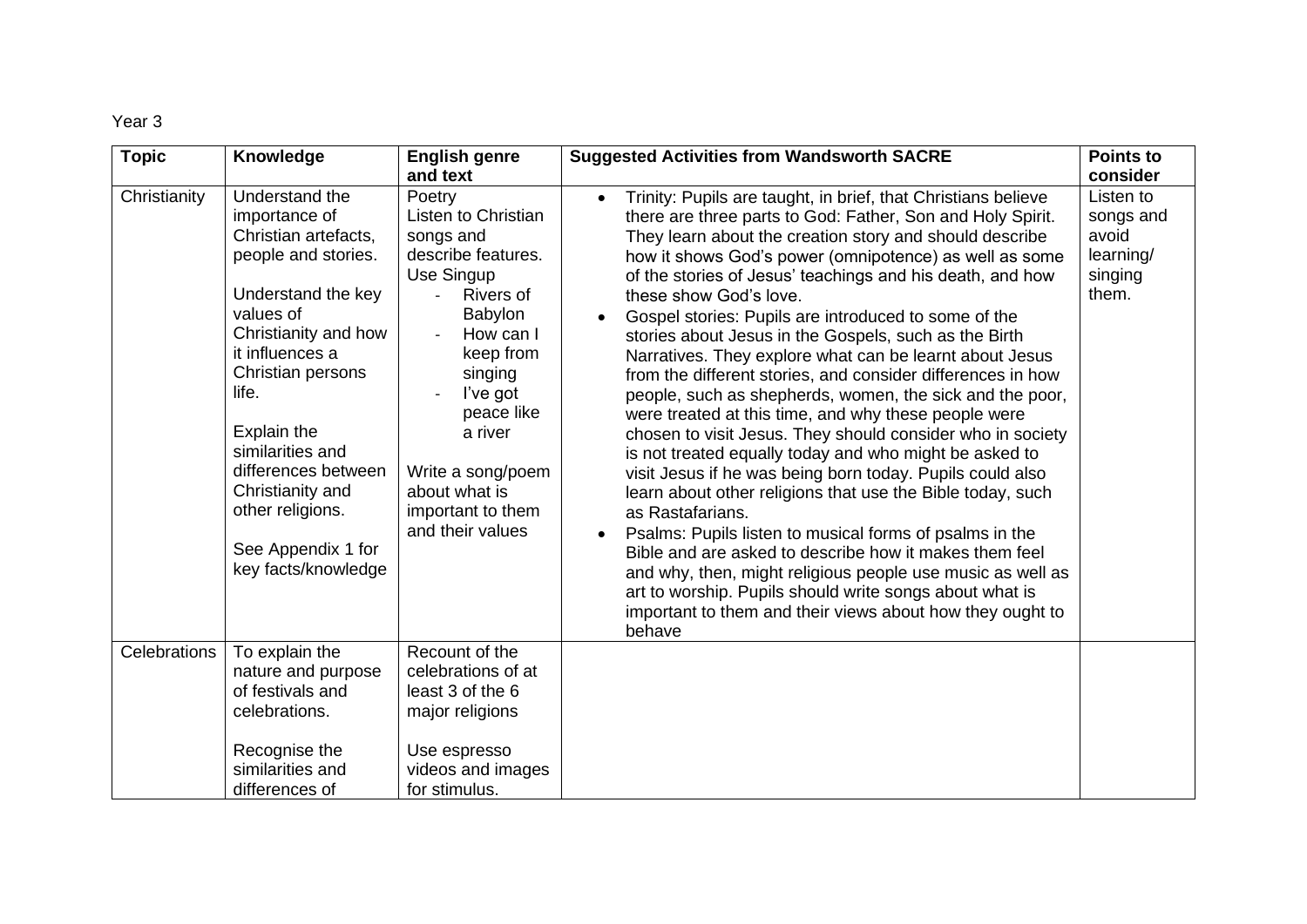Year 3

| Topic | Knowledge | English genre and text | Suggested Activities from Wandsworth SACRE | Points to consider |
|---|---|---|---|---|
| Christianity | Understand the importance of Christian artefacts, people and stories.<br><br>Understand the key values of Christianity and how it influences a Christian persons life.<br><br>Explain the similarities and differences between Christianity and other religions.<br><br>See Appendix 1 for key facts/knowledge | Poetry<br>Listen to Christian songs and describe features.<br>Use Singup<br>- Rivers of Babylon<br>- How can I keep from singing<br>- I've got peace like a river<br><br>Write a song/poem about what is important to them and their values | • Trinity: Pupils are taught, in brief, that Christians believe there are three parts to God: Father, Son and Holy Spirit. They learn about the creation story and should describe how it shows God's power (omnipotence) as well as some of the stories of Jesus' teachings and his death, and how these show God's love.<br>• Gospel stories: Pupils are introduced to some of the stories about Jesus in the Gospels, such as the Birth Narratives. They explore what can be learnt about Jesus from the different stories, and consider differences in how people, such as shepherds, women, the sick and the poor, were treated at this time, and why these people were chosen to visit Jesus. They should consider who in society is not treated equally today and who might be asked to visit Jesus if he was being born today. Pupils could also learn about other religions that use the Bible today, such as Rastafarians.<br>• Psalms: Pupils listen to musical forms of psalms in the Bible and are asked to describe how it makes them feel and why, then, might religious people use music as well as art to worship. Pupils should write songs about what is important to them and their views about how they ought to behave | Listen to songs and avoid learning/ singing them. |
| Celebrations | To explain the nature and purpose of festivals and celebrations.<br><br>Recognise the similarities and differences of | Recount of the celebrations of at least 3 of the 6 major religions<br><br>Use espresso videos and images for stimulus. | | |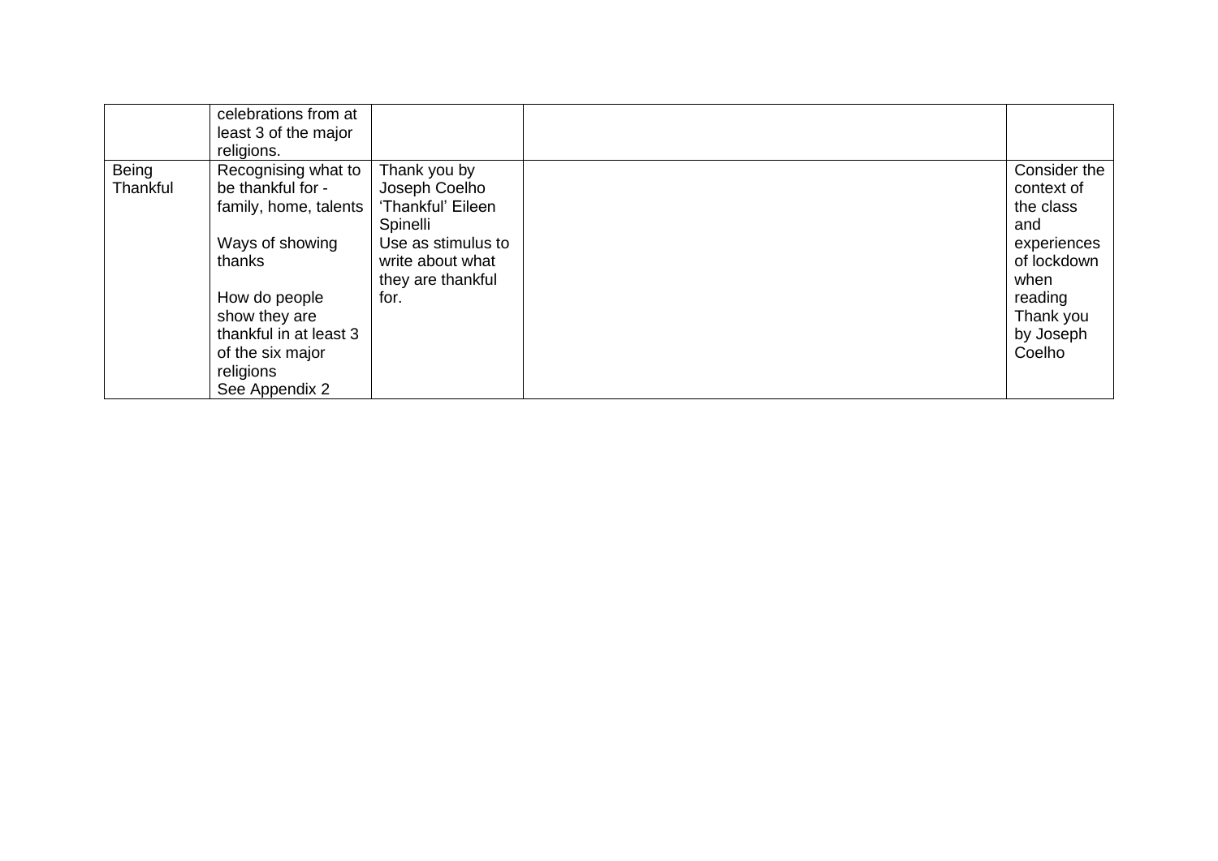| | | | | |
|---|---|---|---|---|
| | celebrations from at least 3 of the major religions. | | | |
| Being Thankful | Recognising what to be thankful for - family, home, talents<br><br>Ways of showing thanks<br><br>How do people show they are thankful in at least 3 of the six major religions<br>See Appendix 2 | Thank you by Joseph Coelho<br>'Thankful' Eileen Spinelli<br>Use as stimulus to write about what they are thankful for. | | Consider the context of the class and experiences of lockdown when reading Thank you by Joseph Coelho |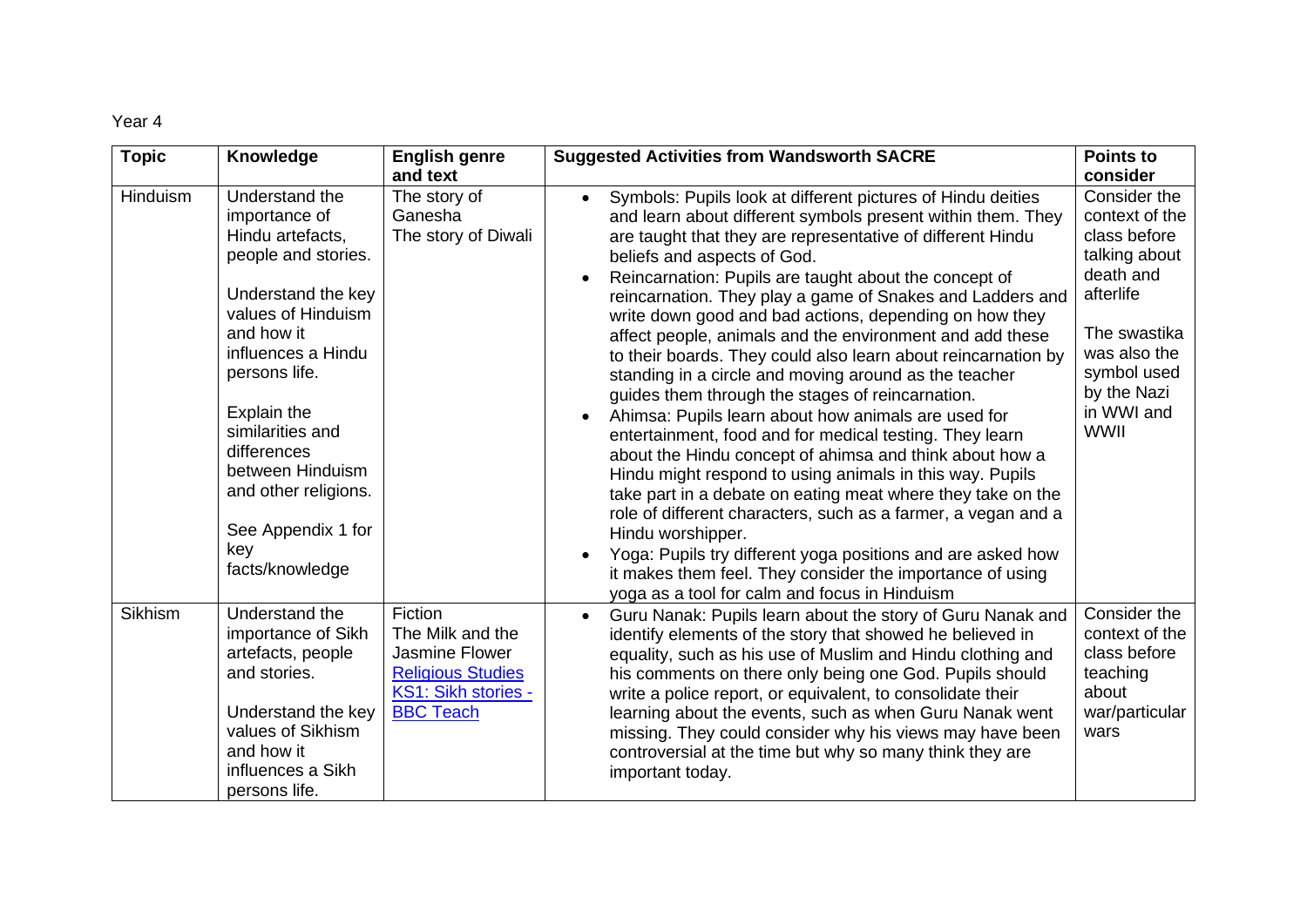Year 4

| Topic | Knowledge | English genre and text | Suggested Activities from Wandsworth SACRE | Points to consider |
|---|---|---|---|---|
| Hinduism | Understand the importance of Hindu artefacts, people and stories.<br><br>Understand the key values of Hinduism and how it influences a Hindu persons life.<br><br>Explain the similarities and differences between Hinduism and other religions.<br><br>See Appendix 1 for key facts/knowledge | The story of Ganesha<br>The story of Diwali | • Symbols: Pupils look at different pictures of Hindu deities and learn about different symbols present within them. They are taught that they are representative of different Hindu beliefs and aspects of God.<br>• Reincarnation: Pupils are taught about the concept of reincarnation. They play a game of Snakes and Ladders and write down good and bad actions, depending on how they affect people, animals and the environment and add these to their boards. They could also learn about reincarnation by standing in a circle and moving around as the teacher guides them through the stages of reincarnation.<br>• Ahimsa: Pupils learn about how animals are used for entertainment, food and for medical testing. They learn about the Hindu concept of ahimsa and think about how a Hindu might respond to using animals in this way. Pupils take part in a debate on eating meat where they take on the role of different characters, such as a farmer, a vegan and a Hindu worshipper.<br>• Yoga: Pupils try different yoga positions and are asked how it makes them feel. They consider the importance of using yoga as a tool for calm and focus in Hinduism | Consider the context of the class before talking about death and afterlife<br><br>The swastika was also the symbol used by the Nazi in WWI and WWII |
| Sikhism | Understand the importance of Sikh artefacts, people and stories.<br><br>Understand the key values of Sikhism and how it influences a Sikh persons life. | Fiction<br>The Milk and the Jasmine Flower<br>[Religious Studies KS1: Sikh stories - BBC Teach]() | • Guru Nanak: Pupils learn about the story of Guru Nanak and identify elements of the story that showed he believed in equality, such as his use of Muslim and Hindu clothing and his comments on there only being one God. Pupils should write a police report, or equivalent, to consolidate their learning about the events, such as when Guru Nanak went missing. They could consider why his views may have been controversial at the time but why so many think they are important today. | Consider the context of the class before teaching about war/particular wars |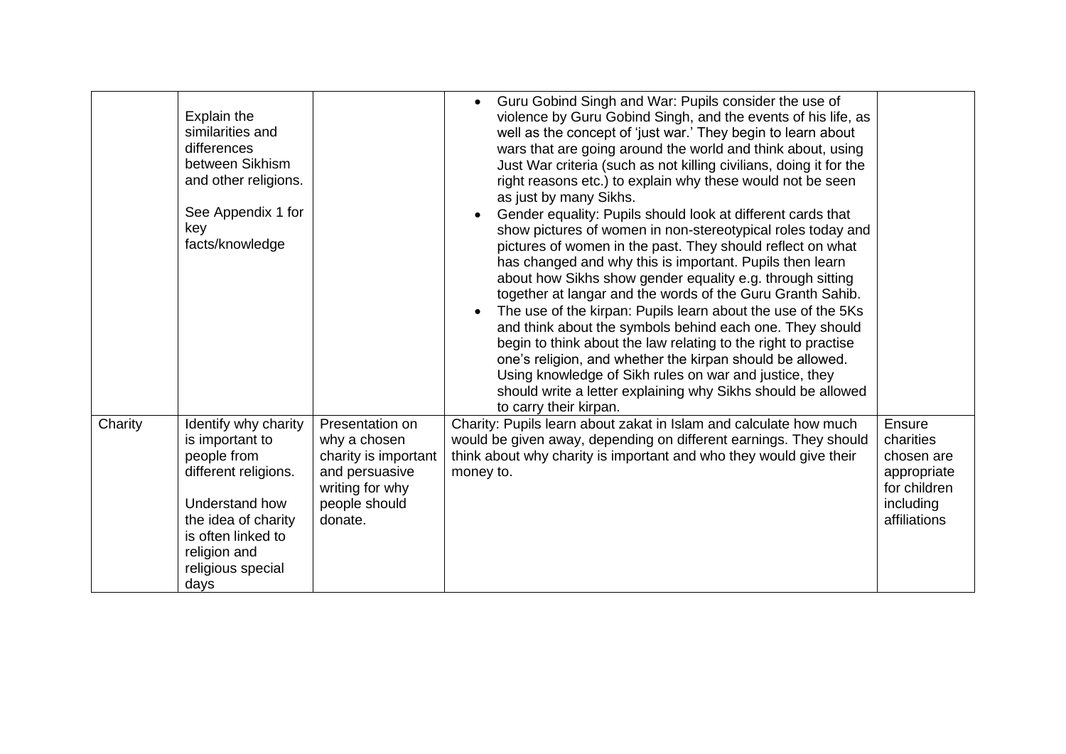| | | | | |
|---|---|---|---|---|
| | Explain the similarities and differences between Sikhism and other religions.<br><br>See Appendix 1 for key facts/knowledge | | • Guru Gobind Singh and War: Pupils consider the use of violence by Guru Gobind Singh, and the events of his life, as well as the concept of 'just war.' They begin to learn about wars that are going around the world and think about, using Just War criteria (such as not killing civilians, doing it for the right reasons etc.) to explain why these would not be seen as just by many Sikhs.<br>• Gender equality: Pupils should look at different cards that show pictures of women in non-stereotypical roles today and pictures of women in the past. They should reflect on what has changed and why this is important. Pupils then learn about how Sikhs show gender equality e.g. through sitting together at langar and the words of the Guru Granth Sahib.<br>• The use of the kirpan: Pupils learn about the use of the 5Ks and think about the symbols behind each one. They should begin to think about the law relating to the right to practise one's religion, and whether the kirpan should be allowed. Using knowledge of Sikh rules on war and justice, they should write a letter explaining why Sikhs should be allowed to carry their kirpan. | |
| Charity | Identify why charity is important to people from different religions.<br><br>Understand how the idea of charity is often linked to religion and religious special days | Presentation on why a chosen charity is important and persuasive writing for why people should donate. | Charity: Pupils learn about zakat in Islam and calculate how much would be given away, depending on different earnings. They should think about why charity is important and who they would give their money to. | Ensure charities chosen are appropriate for children including affiliations |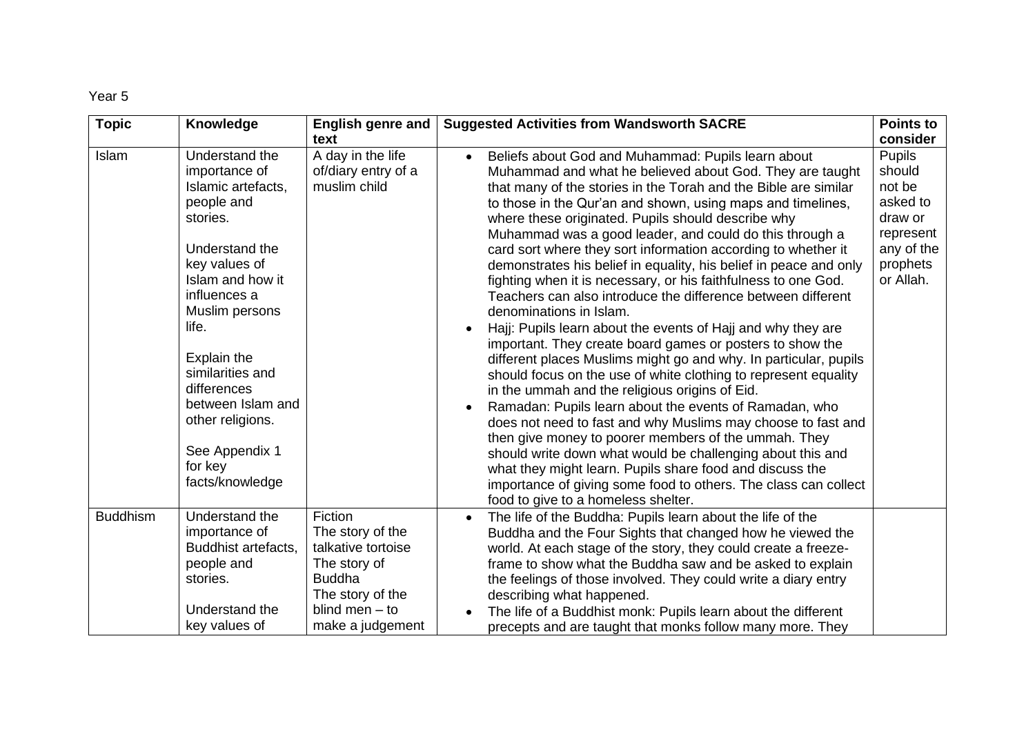Year 5

| Topic | Knowledge | English genre and text | Suggested Activities from Wandsworth SACRE | Points to consider |
|---|---|---|---|---|
| Islam | Understand the importance of Islamic artefacts, people and stories.<br><br>Understand the key values of Islam and how it influences a Muslim persons life.<br><br>Explain the similarities and differences between Islam and other religions.<br><br>See Appendix 1 for key facts/knowledge | A day in the life of/diary entry of a muslim child | • Beliefs about God and Muhammad: Pupils learn about Muhammad and what he believed about God. They are taught that many of the stories in the Torah and the Bible are similar to those in the Qur'an and shown, using maps and timelines, where these originated. Pupils should describe why Muhammad was a good leader, and could do this through a card sort where they sort information according to whether it demonstrates his belief in equality, his belief in peace and only fighting when it is necessary, or his faithfulness to one God. Teachers can also introduce the difference between different denominations in Islam.<br>• Hajj: Pupils learn about the events of Hajj and why they are important. They create board games or posters to show the different places Muslims might go and why. In particular, pupils should focus on the use of white clothing to represent equality in the ummah and the religious origins of Eid.<br>• Ramadan: Pupils learn about the events of Ramadan, who does not need to fast and why Muslims may choose to fast and then give money to poorer members of the ummah. They should write down what would be challenging about this and what they might learn. Pupils share food and discuss the importance of giving some food to others. The class can collect food to give to a homeless shelter. | Pupils should not be asked to draw or represent any of the prophets or Allah. |
| Buddhism | Understand the importance of Buddhist artefacts, people and stories.<br><br>Understand the key values of | Fiction<br>The story of the talkative tortoise<br>The story of Buddha<br>The story of the blind men – to make a judgement | • The life of the Buddha: Pupils learn about the life of the Buddha and the Four Sights that changed how he viewed the world. At each stage of the story, they could create a freeze-frame to show what the Buddha saw and be asked to explain the feelings of those involved. They could write a diary entry describing what happened.<br>• The life of a Buddhist monk: Pupils learn about the different precepts and are taught that monks follow many more. They | |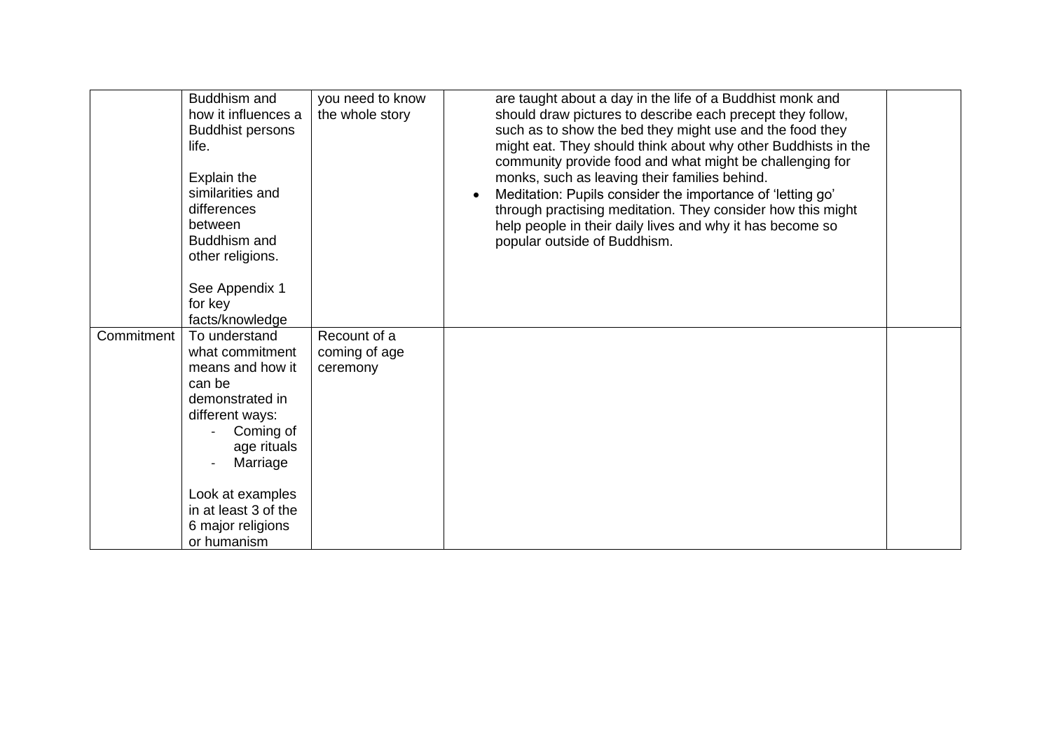| | | | | |
|---|---|---|---|---|
| | Buddhism and how it influences a Buddhist persons life.<br><br>Explain the similarities and differences between Buddhism and other religions.<br><br>See Appendix 1 for key facts/knowledge | you need to know the whole story | are taught about a day in the life of a Buddhist monk and should draw pictures to describe each precept they follow, such as to show the bed they might use and the food they might eat. They should think about why other Buddhists in the community provide food and what might be challenging for monks, such as leaving their families behind.<br>• Meditation: Pupils consider the importance of 'letting go' through practising meditation. They consider how this might help people in their daily lives and why it has become so popular outside of Buddhism. | |
| Commitment | To understand what commitment means and how it can be demonstrated in different ways:<br>- Coming of age rituals<br>- Marriage<br><br>Look at examples in at least 3 of the 6 major religions or humanism | Recount of a coming of age ceremony | | |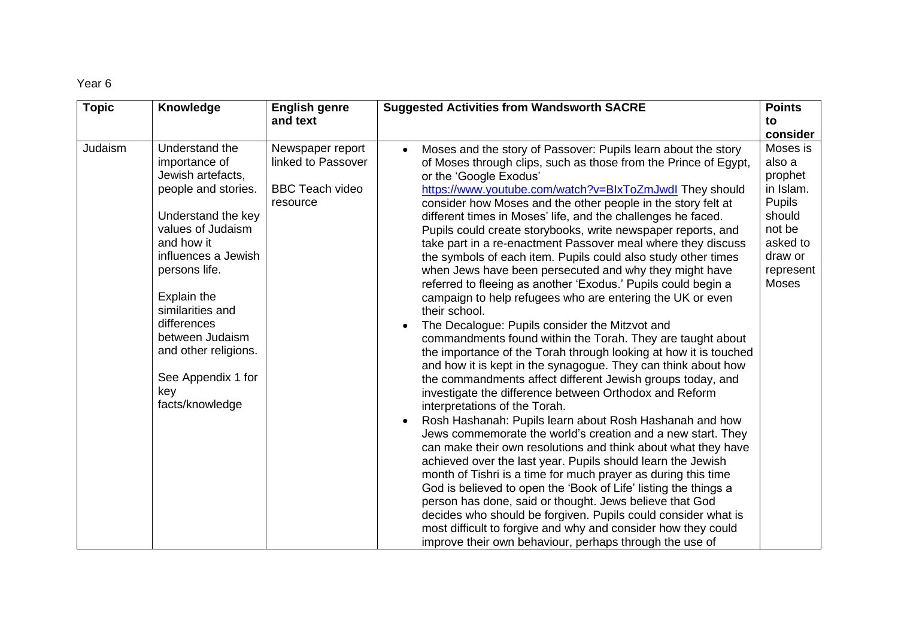Year 6

| Topic | Knowledge | English genre and text | Suggested Activities from Wandsworth SACRE | Points to consider |
|---|---|---|---|---|
| Judaism | Understand the importance of Jewish artefacts, people and stories.<br><br>Understand the key values of Judaism and how it influences a Jewish persons life.<br><br>Explain the similarities and differences between Judaism and other religions.<br><br>See Appendix 1 for key facts/knowledge | Newspaper report linked to Passover<br><br>BBC Teach video resource | • Moses and the story of Passover: Pupils learn about the story of Moses through clips, such as those from the Prince of Egypt, or the 'Google Exodus' https://www.youtube.com/watch?v=BIxToZmJwdI They should consider how Moses and the other people in the story felt at different times in Moses' life, and the challenges he faced. Pupils could create storybooks, write newspaper reports, and take part in a re-enactment Passover meal where they discuss the symbols of each item. Pupils could also study other times when Jews have been persecuted and why they might have referred to fleeing as another 'Exodus.' Pupils could begin a campaign to help refugees who are entering the UK or even their school.<br>• The Decalogue: Pupils consider the Mitzvot and commandments found within the Torah. They are taught about the importance of the Torah through looking at how it is touched and how it is kept in the synagogue. They can think about how the commandments affect different Jewish groups today, and investigate the difference between Orthodox and Reform interpretations of the Torah.<br>• Rosh Hashanah: Pupils learn about Rosh Hashanah and how Jews commemorate the world's creation and a new start. They can make their own resolutions and think about what they have achieved over the last year. Pupils should learn the Jewish month of Tishri is a time for much prayer as during this time God is believed to open the 'Book of Life' listing the things a person has done, said or thought. Jews believe that God decides who should be forgiven. Pupils could consider what is most difficult to forgive and why and consider how they could improve their own behaviour, perhaps through the use of | Moses is also a prophet in Islam. Pupils should not be asked to draw or represent Moses |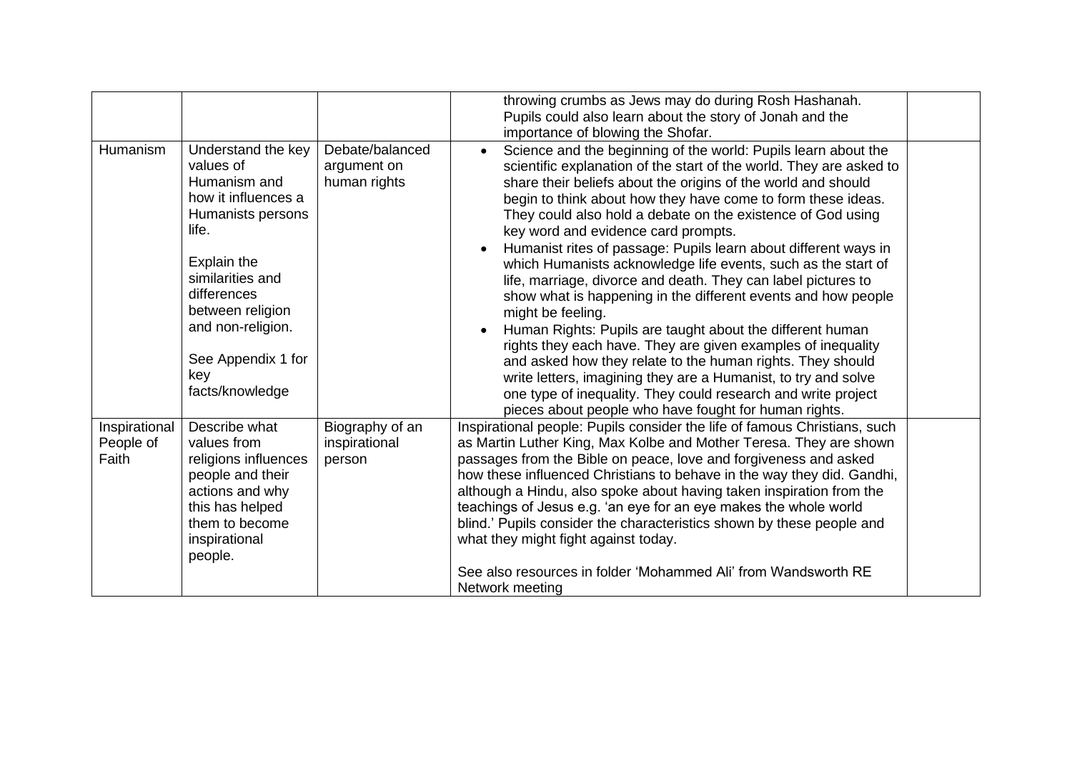| | | | | |
|---|---|---|---|---|
| | | | throwing crumbs as Jews may do during Rosh Hashanah. Pupils could also learn about the story of Jonah and the importance of blowing the Shofar. | |
| Humanism | Understand the key values of Humanism and how it influences a Humanists persons life.<br><br>Explain the similarities and differences between religion and non-religion.<br><br>See Appendix 1 for key facts/knowledge | Debate/balanced argument on human rights | • Science and the beginning of the world: Pupils learn about the scientific explanation of the start of the world. They are asked to share their beliefs about the origins of the world and should begin to think about how they have come to form these ideas. They could also hold a debate on the existence of God using key word and evidence card prompts.<br>• Humanist rites of passage: Pupils learn about different ways in which Humanists acknowledge life events, such as the start of life, marriage, divorce and death. They can label pictures to show what is happening in the different events and how people might be feeling.<br>• Human Rights: Pupils are taught about the different human rights they each have. They are given examples of inequality and asked how they relate to the human rights. They should write letters, imagining they are a Humanist, to try and solve one type of inequality. They could research and write project pieces about people who have fought for human rights. | |
| Inspirational People of Faith | Describe what values from religions influences people and their actions and why this has helped them to become inspirational people. | Biography of an inspirational person | Inspirational people: Pupils consider the life of famous Christians, such as Martin Luther King, Max Kolbe and Mother Teresa. They are shown passages from the Bible on peace, love and forgiveness and asked how these influenced Christians to behave in the way they did. Gandhi, although a Hindu, also spoke about having taken inspiration from the teachings of Jesus e.g. 'an eye for an eye makes the whole world blind.' Pupils consider the characteristics shown by these people and what they might fight against today.<br><br>See also resources in folder 'Mohammed Ali' from Wandsworth RE Network meeting | |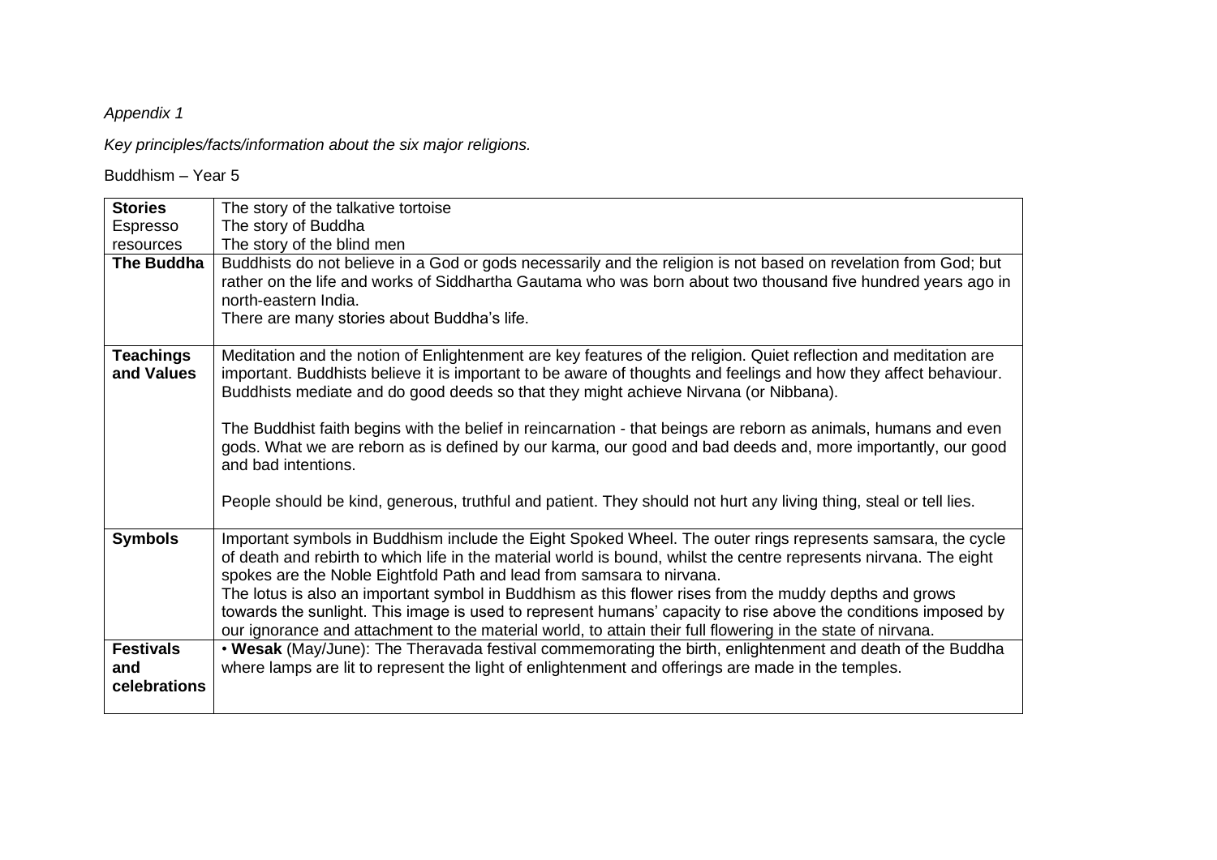*Appendix 1*

*Key principles/facts/information about the six major religions.*

Buddhism – Year 5

| | |
|---|---|
| **Stories** Espresso resources | The story of the talkative tortoise<br>The story of Buddha<br>The story of the blind men |
| **The Buddha** | Buddhists do not believe in a God or gods necessarily and the religion is not based on revelation from God; but rather on the life and works of Siddhartha Gautama who was born about two thousand five hundred years ago in north-eastern India.<br>There are many stories about Buddha's life. |
| **Teachings and Values** | Meditation and the notion of Enlightenment are key features of the religion. Quiet reflection and meditation are important. Buddhists believe it is important to be aware of thoughts and feelings and how they affect behaviour. Buddhists mediate and do good deeds so that they might achieve Nirvana (or Nibbana).<br><br>The Buddhist faith begins with the belief in reincarnation - that beings are reborn as animals, humans and even gods. What we are reborn as is defined by our karma, our good and bad deeds and, more importantly, our good and bad intentions.<br><br>People should be kind, generous, truthful and patient. They should not hurt any living thing, steal or tell lies. |
| **Symbols** | Important symbols in Buddhism include the Eight Spoked Wheel. The outer rings represents samsara, the cycle of death and rebirth to which life in the material world is bound, whilst the centre represents nirvana. The eight spokes are the Noble Eightfold Path and lead from samsara to nirvana.<br>The lotus is also an important symbol in Buddhism as this flower rises from the muddy depths and grows towards the sunlight. This image is used to represent humans' capacity to rise above the conditions imposed by our ignorance and attachment to the material world, to attain their full flowering in the state of nirvana. |
| **Festivals and celebrations** | • **Wesak** (May/June): The Theravada festival commemorating the birth, enlightenment and death of the Buddha where lamps are lit to represent the light of enlightenment and offerings are made in the temples. |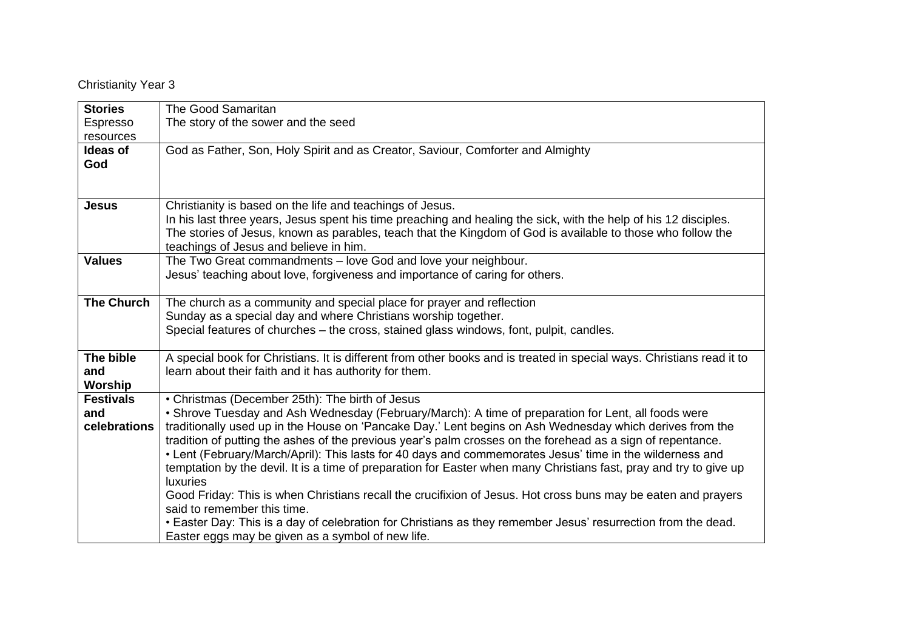Christianity Year 3

| **Stories** Espresso resources | The Good Samaritan<br>The story of the sower and the seed |
|---|---|
| **Ideas of God** | God as Father, Son, Holy Spirit and as Creator, Saviour, Comforter and Almighty |
| **Jesus** | Christianity is based on the life and teachings of Jesus.<br>In his last three years, Jesus spent his time preaching and healing the sick, with the help of his 12 disciples.<br>The stories of Jesus, known as parables, teach that the Kingdom of God is available to those who follow the teachings of Jesus and believe in him. |
| **Values** | The Two Great commandments – love God and love your neighbour.<br>Jesus' teaching about love, forgiveness and importance of caring for others. |
| **The Church** | The church as a community and special place for prayer and reflection<br>Sunday as a special day and where Christians worship together.<br>Special features of churches – the cross, stained glass windows, font, pulpit, candles. |
| **The bible and Worship** | A special book for Christians. It is different from other books and is treated in special ways. Christians read it to learn about their faith and it has authority for them. |
| **Festivals and celebrations** | • Christmas (December 25th): The birth of Jesus<br>• Shrove Tuesday and Ash Wednesday (February/March): A time of preparation for Lent, all foods were traditionally used up in the House on 'Pancake Day.' Lent begins on Ash Wednesday which derives from the tradition of putting the ashes of the previous year's palm crosses on the forehead as a sign of repentance.<br>• Lent (February/March/April): This lasts for 40 days and commemorates Jesus' time in the wilderness and temptation by the devil. It is a time of preparation for Easter when many Christians fast, pray and try to give up luxuries<br>Good Friday: This is when Christians recall the crucifixion of Jesus. Hot cross buns may be eaten and prayers said to remember this time.<br>• Easter Day: This is a day of celebration for Christians as they remember Jesus' resurrection from the dead. Easter eggs may be given as a symbol of new life. |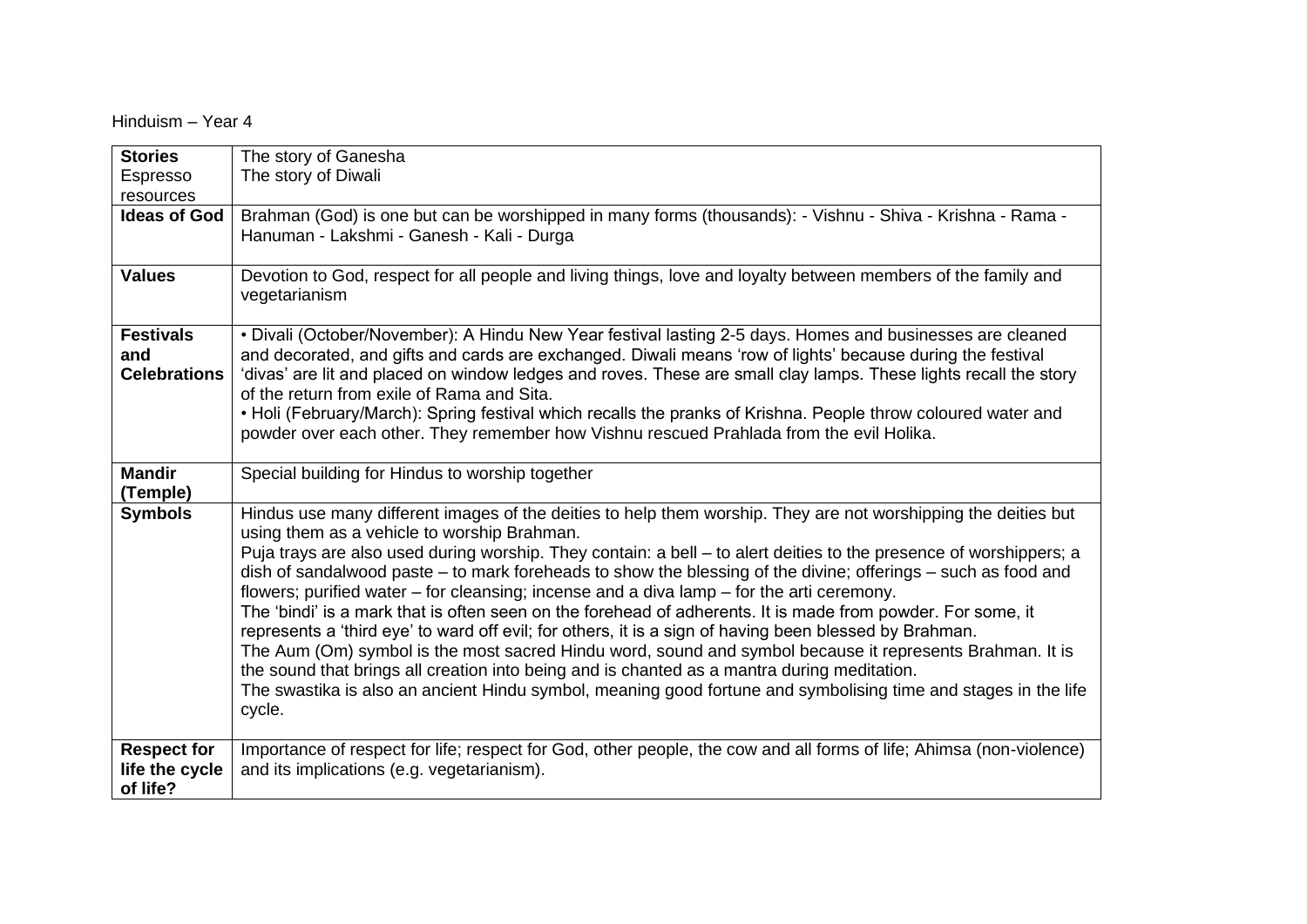Hinduism – Year 4

| | |
|---|---|
| **Stories** Espresso resources | The story of Ganesha<br>The story of Diwali |
| **Ideas of God** | Brahman (God) is one but can be worshipped in many forms (thousands): - Vishnu - Shiva - Krishna - Rama - Hanuman - Lakshmi - Ganesh - Kali - Durga |
| **Values** | Devotion to God, respect for all people and living things, love and loyalty between members of the family and vegetarianism |
| **Festivals and Celebrations** | • Divali (October/November): A Hindu New Year festival lasting 2-5 days. Homes and businesses are cleaned and decorated, and gifts and cards are exchanged. Diwali means 'row of lights' because during the festival 'divas' are lit and placed on window ledges and roves. These are small clay lamps. These lights recall the story of the return from exile of Rama and Sita.<br>• Holi (February/March): Spring festival which recalls the pranks of Krishna. People throw coloured water and powder over each other. They remember how Vishnu rescued Prahlada from the evil Holika. |
| **Mandir (Temple)** | Special building for Hindus to worship together |
| **Symbols** | Hindus use many different images of the deities to help them worship. They are not worshipping the deities but using them as a vehicle to worship Brahman.<br>Puja trays are also used during worship. They contain: a bell – to alert deities to the presence of worshippers; a dish of sandalwood paste – to mark foreheads to show the blessing of the divine; offerings – such as food and flowers; purified water – for cleansing; incense and a diva lamp – for the arti ceremony.<br>The 'bindi' is a mark that is often seen on the forehead of adherents. It is made from powder. For some, it represents a 'third eye' to ward off evil; for others, it is a sign of having been blessed by Brahman.<br>The Aum (Om) symbol is the most sacred Hindu word, sound and symbol because it represents Brahman. It is the sound that brings all creation into being and is chanted as a mantra during meditation.<br>The swastika is also an ancient Hindu symbol, meaning good fortune and symbolising time and stages in the life cycle. |
| **Respect for life the cycle of life?** | Importance of respect for life; respect for God, other people, the cow and all forms of life; Ahimsa (non-violence) and its implications (e.g. vegetarianism). |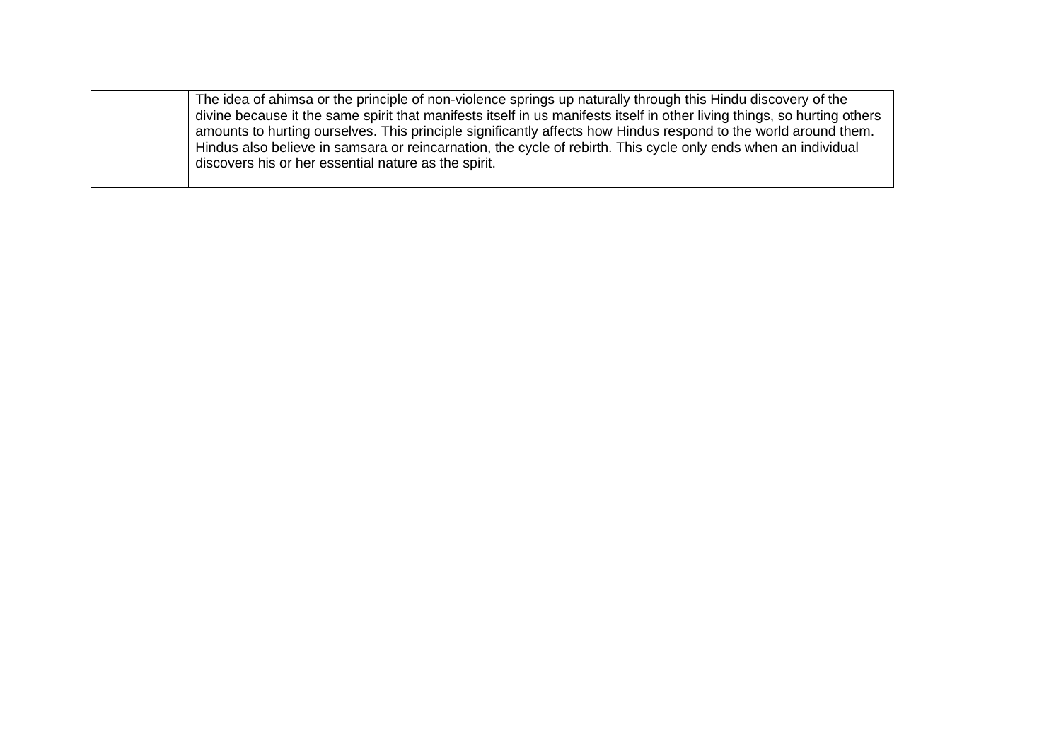| | |
|---|---|
| | The idea of ahimsa or the principle of non-violence springs up naturally through this Hindu discovery of the divine because it the same spirit that manifests itself in us manifests itself in other living things, so hurting others amounts to hurting ourselves. This principle significantly affects how Hindus respond to the world around them. Hindus also believe in samsara or reincarnation, the cycle of rebirth. This cycle only ends when an individual discovers his or her essential nature as the spirit. |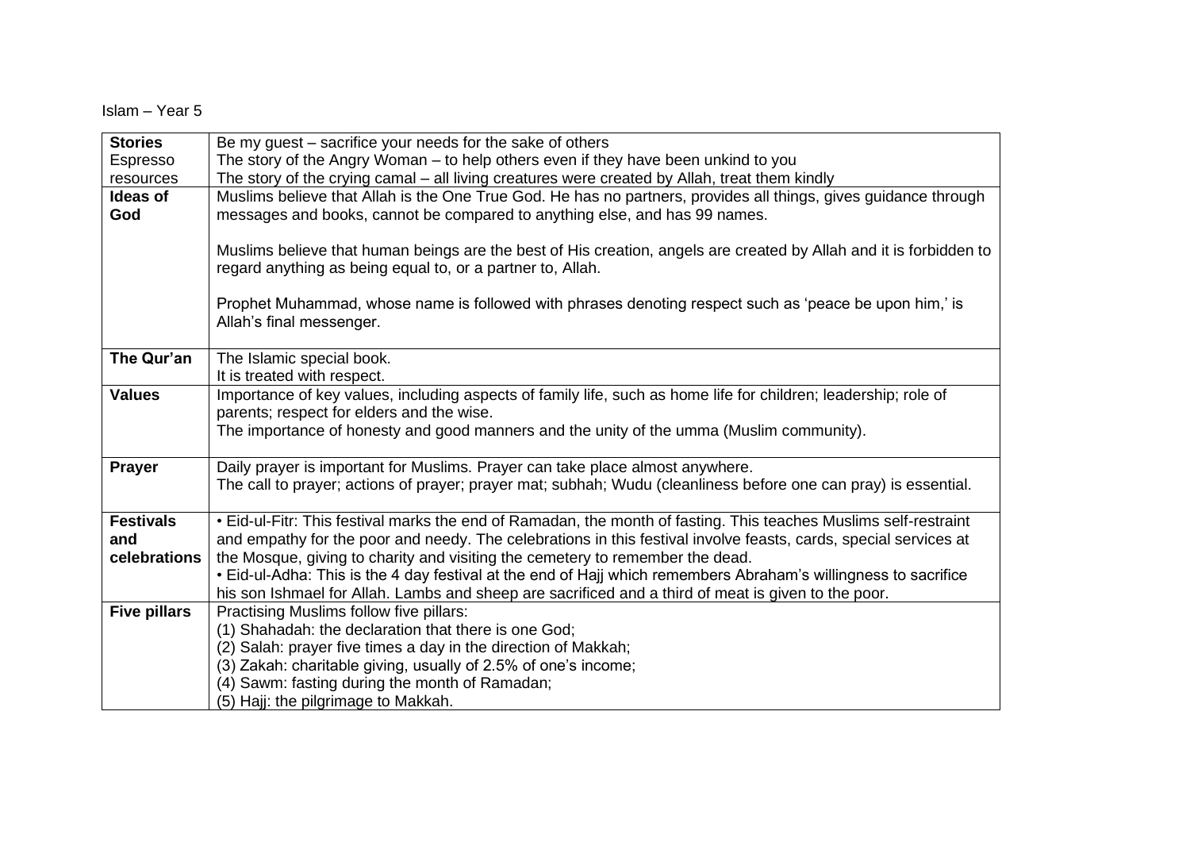Islam – Year 5

| | |
|---|---|
| **Stories** Espresso resources | Be my guest – sacrifice your needs for the sake of others<br>The story of the Angry Woman – to help others even if they have been unkind to you<br>The story of the crying camal – all living creatures were created by Allah, treat them kindly |
| **Ideas of God** | Muslims believe that Allah is the One True God. He has no partners, provides all things, gives guidance through messages and books, cannot be compared to anything else, and has 99 names.<br><br>Muslims believe that human beings are the best of His creation, angels are created by Allah and it is forbidden to regard anything as being equal to, or a partner to, Allah.<br><br>Prophet Muhammad, whose name is followed with phrases denoting respect such as 'peace be upon him,' is Allah's final messenger. |
| **The Qur'an** | The Islamic special book.<br>It is treated with respect. |
| **Values** | Importance of key values, including aspects of family life, such as home life for children; leadership; role of parents; respect for elders and the wise.<br>The importance of honesty and good manners and the unity of the umma (Muslim community). |
| **Prayer** | Daily prayer is important for Muslims. Prayer can take place almost anywhere.<br>The call to prayer; actions of prayer; prayer mat; subhah; Wudu (cleanliness before one can pray) is essential. |
| **Festivals and celebrations** | • Eid-ul-Fitr: This festival marks the end of Ramadan, the month of fasting. This teaches Muslims self-restraint and empathy for the poor and needy. The celebrations in this festival involve feasts, cards, special services at the Mosque, giving to charity and visiting the cemetery to remember the dead.<br>• Eid-ul-Adha: This is the 4 day festival at the end of Hajj which remembers Abraham's willingness to sacrifice his son Ishmael for Allah. Lambs and sheep are sacrificed and a third of meat is given to the poor. |
| **Five pillars** | Practising Muslims follow five pillars:<br>(1) Shahadah: the declaration that there is one God;<br>(2) Salah: prayer five times a day in the direction of Makkah;<br>(3) Zakah: charitable giving, usually of 2.5% of one's income;<br>(4) Sawm: fasting during the month of Ramadan;<br>(5) Hajj: the pilgrimage to Makkah. |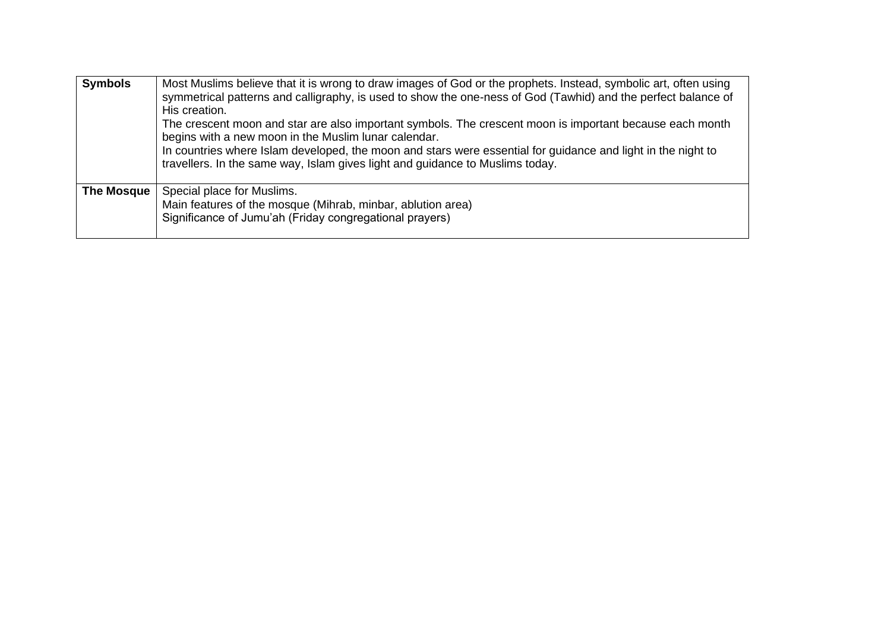| | |
|---|---|
| **Symbols** | Most Muslims believe that it is wrong to draw images of God or the prophets. Instead, symbolic art, often using symmetrical patterns and calligraphy, is used to show the one-ness of God (Tawhid) and the perfect balance of His creation.<br>The crescent moon and star are also important symbols. The crescent moon is important because each month begins with a new moon in the Muslim lunar calendar.<br>In countries where Islam developed, the moon and stars were essential for guidance and light in the night to travellers. In the same way, Islam gives light and guidance to Muslims today. |
| **The Mosque** | Special place for Muslims.<br>Main features of the mosque (Mihrab, minbar, ablution area)<br>Significance of Jumu'ah (Friday congregational prayers) |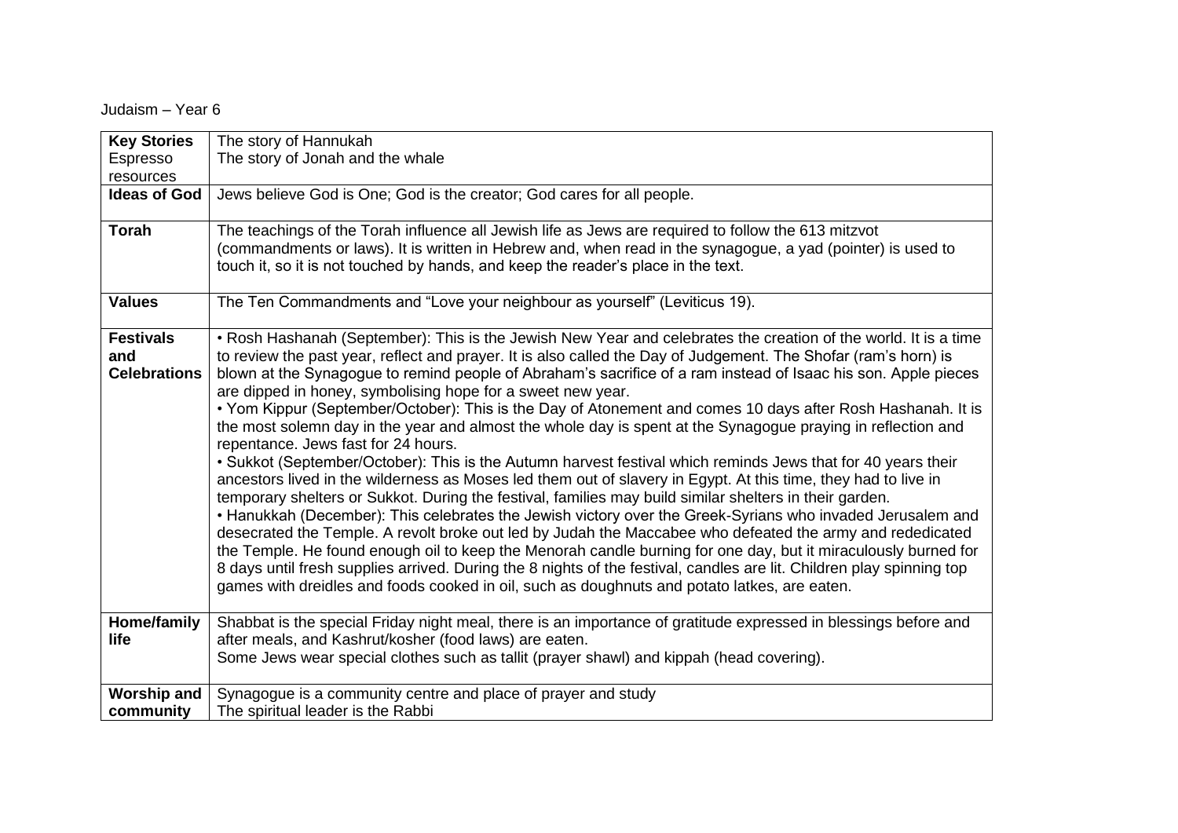Judaism – Year 6

| | |
|---|---|
| **Key Stories** Espresso resources | The story of Hannukah<br>The story of Jonah and the whale |
| **Ideas of God** | Jews believe God is One; God is the creator; God cares for all people. |
| **Torah** | The teachings of the Torah influence all Jewish life as Jews are required to follow the 613 mitzvot (commandments or laws). It is written in Hebrew and, when read in the synagogue, a yad (pointer) is used to touch it, so it is not touched by hands, and keep the reader's place in the text. |
| **Values** | The Ten Commandments and "Love your neighbour as yourself" (Leviticus 19). |
| **Festivals and Celebrations** | • Rosh Hashanah (September): This is the Jewish New Year and celebrates the creation of the world. It is a time to review the past year, reflect and prayer. It is also called the Day of Judgement. The Shofar (ram's horn) is blown at the Synagogue to remind people of Abraham's sacrifice of a ram instead of Isaac his son. Apple pieces are dipped in honey, symbolising hope for a sweet new year.<br>• Yom Kippur (September/October): This is the Day of Atonement and comes 10 days after Rosh Hashanah. It is the most solemn day in the year and almost the whole day is spent at the Synagogue praying in reflection and repentance. Jews fast for 24 hours.<br>• Sukkot (September/October): This is the Autumn harvest festival which reminds Jews that for 40 years their ancestors lived in the wilderness as Moses led them out of slavery in Egypt. At this time, they had to live in temporary shelters or Sukkot. During the festival, families may build similar shelters in their garden.<br>• Hanukkah (December): This celebrates the Jewish victory over the Greek-Syrians who invaded Jerusalem and desecrated the Temple. A revolt broke out led by Judah the Maccabee who defeated the army and rededicated the Temple. He found enough oil to keep the Menorah candle burning for one day, but it miraculously burned for 8 days until fresh supplies arrived. During the 8 nights of the festival, candles are lit. Children play spinning top games with dreidles and foods cooked in oil, such as doughnuts and potato latkes, are eaten. |
| **Home/family life** | Shabbat is the special Friday night meal, there is an importance of gratitude expressed in blessings before and after meals, and Kashrut/kosher (food laws) are eaten.<br>Some Jews wear special clothes such as tallit (prayer shawl) and kippah (head covering). |
| **Worship and community** | Synagogue is a community centre and place of prayer and study<br>The spiritual leader is the Rabbi |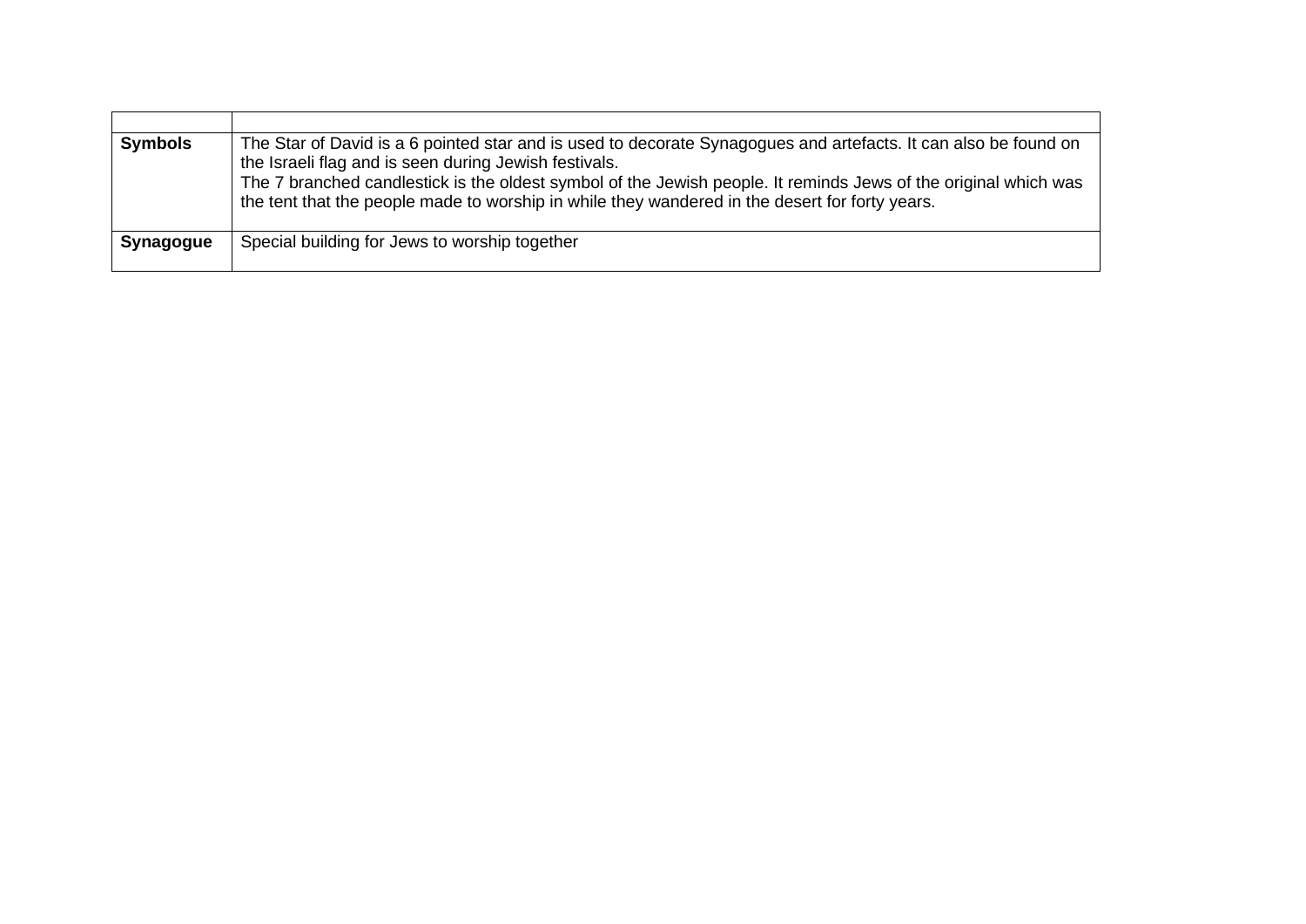| | |
|---|---|
| **Symbols** | The Star of David is a 6 pointed star and is used to decorate Synagogues and artefacts. It can also be found on the Israeli flag and is seen during Jewish festivals.<br>The 7 branched candlestick is the oldest symbol of the Jewish people. It reminds Jews of the original which was the tent that the people made to worship in while they wandered in the desert for forty years. |
| **Synagogue** | Special building for Jews to worship together |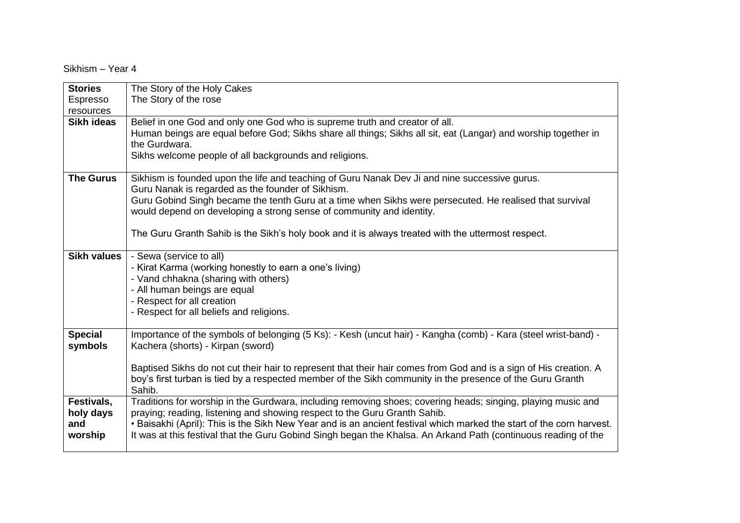Sikhism – Year 4

| | |
|---|---|
| **Stories** Espresso resources | The Story of the Holy Cakes<br>The Story of the rose |
| **Sikh ideas** | Belief in one God and only one God who is supreme truth and creator of all.<br>Human beings are equal before God; Sikhs share all things; Sikhs all sit, eat (Langar) and worship together in the Gurdwara.<br>Sikhs welcome people of all backgrounds and religions. |
| **The Gurus** | Sikhism is founded upon the life and teaching of Guru Nanak Dev Ji and nine successive gurus.<br>Guru Nanak is regarded as the founder of Sikhism.<br>Guru Gobind Singh became the tenth Guru at a time when Sikhs were persecuted. He realised that survival would depend on developing a strong sense of community and identity.<br><br>The Guru Granth Sahib is the Sikh's holy book and it is always treated with the uttermost respect. |
| **Sikh values** | - Sewa (service to all)<br>- Kirat Karma (working honestly to earn a one's living)<br>- Vand chhakna (sharing with others)<br>- All human beings are equal<br>- Respect for all creation<br>- Respect for all beliefs and religions. |
| **Special symbols** | Importance of the symbols of belonging (5 Ks): - Kesh (uncut hair) - Kangha (comb) - Kara (steel wrist-band) - Kachera (shorts) - Kirpan (sword)<br><br>Baptised Sikhs do not cut their hair to represent that their hair comes from God and is a sign of His creation. A boy's first turban is tied by a respected member of the Sikh community in the presence of the Guru Granth Sahib. |
| **Festivals, holy days and worship** | Traditions for worship in the Gurdwara, including removing shoes; covering heads; singing, playing music and praying; reading, listening and showing respect to the Guru Granth Sahib.<br>• Baisakhi (April): This is the Sikh New Year and is an ancient festival which marked the start of the corn harvest. It was at this festival that the Guru Gobind Singh began the Khalsa. An Arkand Path (continuous reading of the |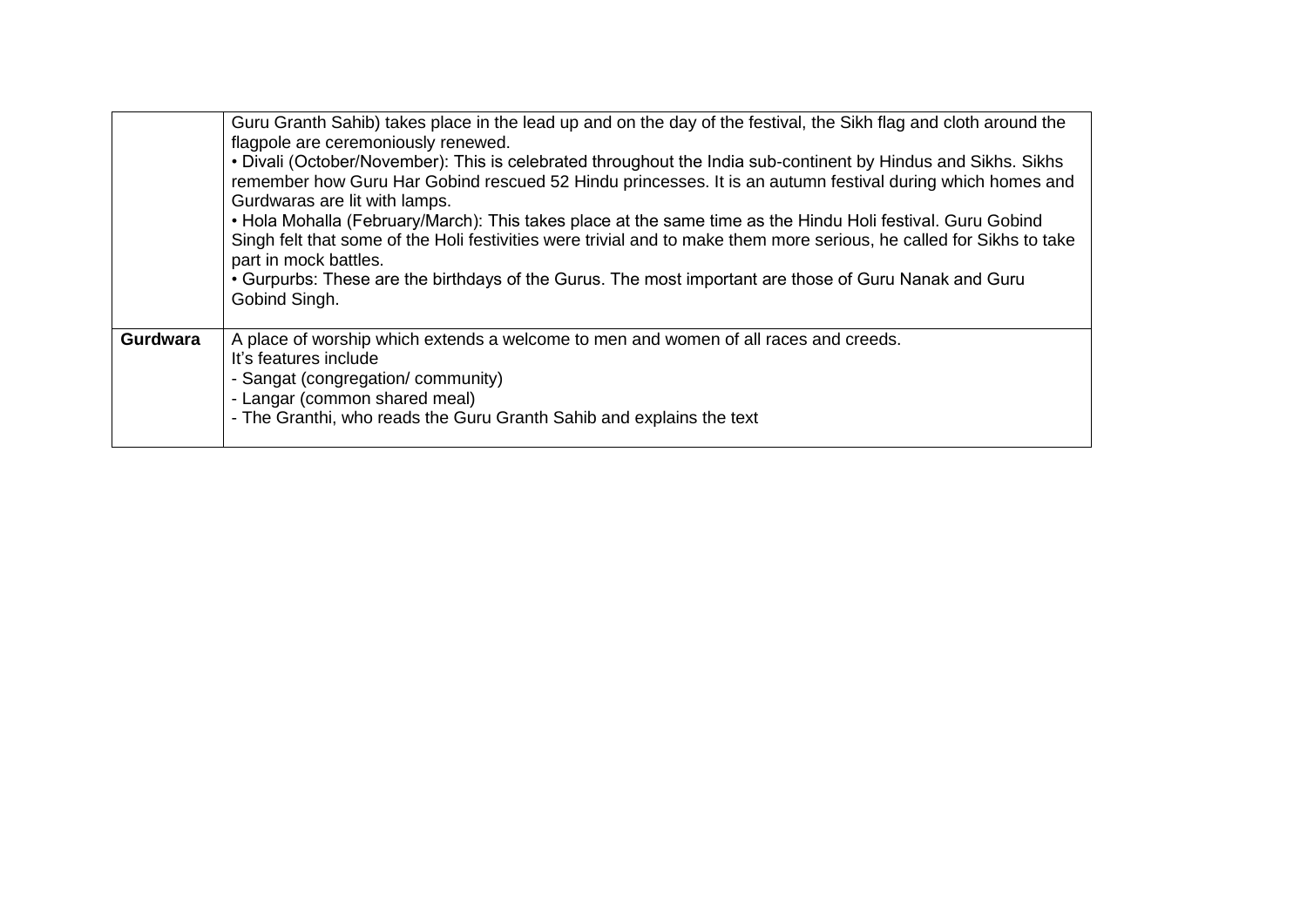| | |
|---|---|
| | Guru Granth Sahib) takes place in the lead up and on the day of the festival, the Sikh flag and cloth around the flagpole are ceremoniously renewed.<br>• Divali (October/November): This is celebrated throughout the India sub-continent by Hindus and Sikhs. Sikhs remember how Guru Har Gobind rescued 52 Hindu princesses. It is an autumn festival during which homes and Gurdwaras are lit with lamps.<br>• Hola Mohalla (February/March): This takes place at the same time as the Hindu Holi festival. Guru Gobind Singh felt that some of the Holi festivities were trivial and to make them more serious, he called for Sikhs to take part in mock battles.<br>• Gurpurbs: These are the birthdays of the Gurus. The most important are those of Guru Nanak and Guru Gobind Singh. |
| **Gurdwara** | A place of worship which extends a welcome to men and women of all races and creeds.<br>It's features include<br>- Sangat (congregation/ community)<br>- Langar (common shared meal)<br>- The Granthi, who reads the Guru Granth Sahib and explains the text |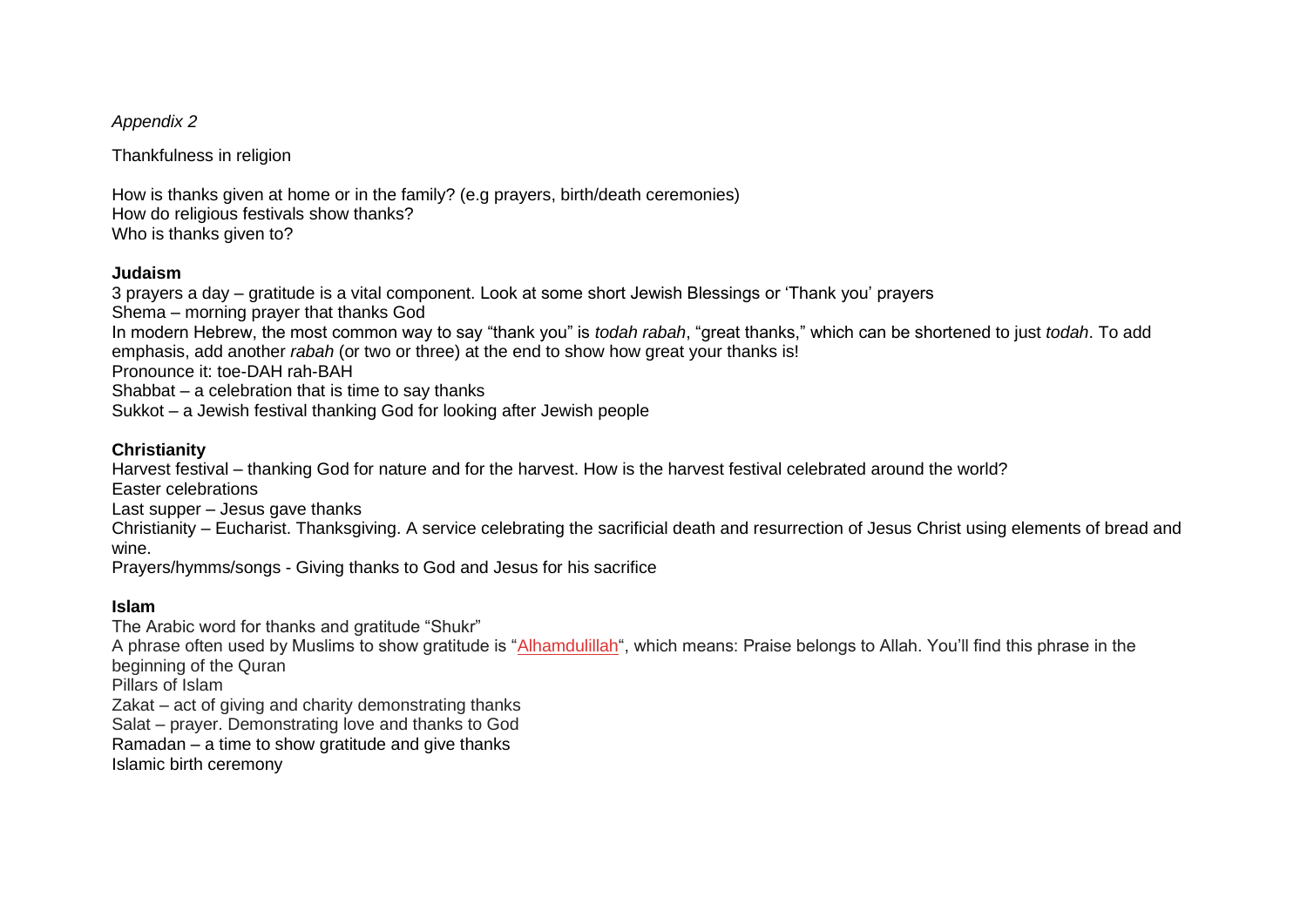*Appendix 2*

Thankfulness in religion

How is thanks given at home or in the family? (e.g prayers, birth/death ceremonies)
How do religious festivals show thanks?
Who is thanks given to?

**Judaism**

3 prayers a day – gratitude is a vital component. Look at some short Jewish Blessings or 'Thank you' prayers
Shema – morning prayer that thanks God
In modern Hebrew, the most common way to say "thank you" is *todah rabah*, "great thanks," which can be shortened to just *todah*. To add emphasis, add another *rabah* (or two or three) at the end to show how great your thanks is!
Pronounce it: toe-DAH rah-BAH
Shabbat – a celebration that is time to say thanks
Sukkot – a Jewish festival thanking God for looking after Jewish people

**Christianity**

Harvest festival – thanking God for nature and for the harvest. How is the harvest festival celebrated around the world?
Easter celebrations
Last supper – Jesus gave thanks
Christianity – Eucharist. Thanksgiving. A service celebrating the sacrificial death and resurrection of Jesus Christ using elements of bread and wine.
Prayers/hymms/songs - Giving thanks to God and Jesus for his sacrifice

**Islam**

The Arabic word for thanks and gratitude "Shukr"
A phrase often used by Muslims to show gratitude is "Alhamdulillah", which means: Praise belongs to Allah. You'll find this phrase in the beginning of the Quran
Pillars of Islam
Zakat – act of giving and charity demonstrating thanks
Salat – prayer. Demonstrating love and thanks to God
Ramadan – a time to show gratitude and give thanks
Islamic birth ceremony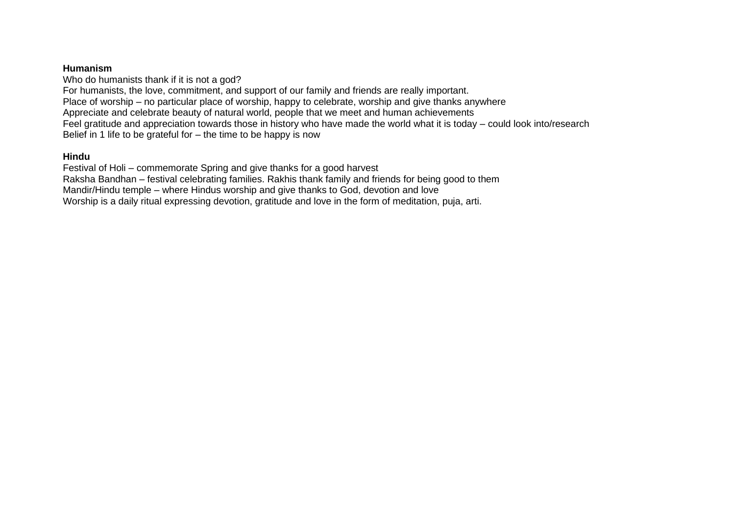**Humanism**

Who do humanists thank if it is not a god?
For humanists, the love, commitment, and support of our family and friends are really important.
Place of worship – no particular place of worship, happy to celebrate, worship and give thanks anywhere
Appreciate and celebrate beauty of natural world, people that we meet and human achievements
Feel gratitude and appreciation towards those in history who have made the world what it is today – could look into/research
Belief in 1 life to be grateful for – the time to be happy is now

**Hindu**

Festival of Holi – commemorate Spring and give thanks for a good harvest
Raksha Bandhan – festival celebrating families. Rakhis thank family and friends for being good to them
Mandir/Hindu temple – where Hindus worship and give thanks to God, devotion and love
Worship is a daily ritual expressing devotion, gratitude and love in the form of meditation, puja, arti.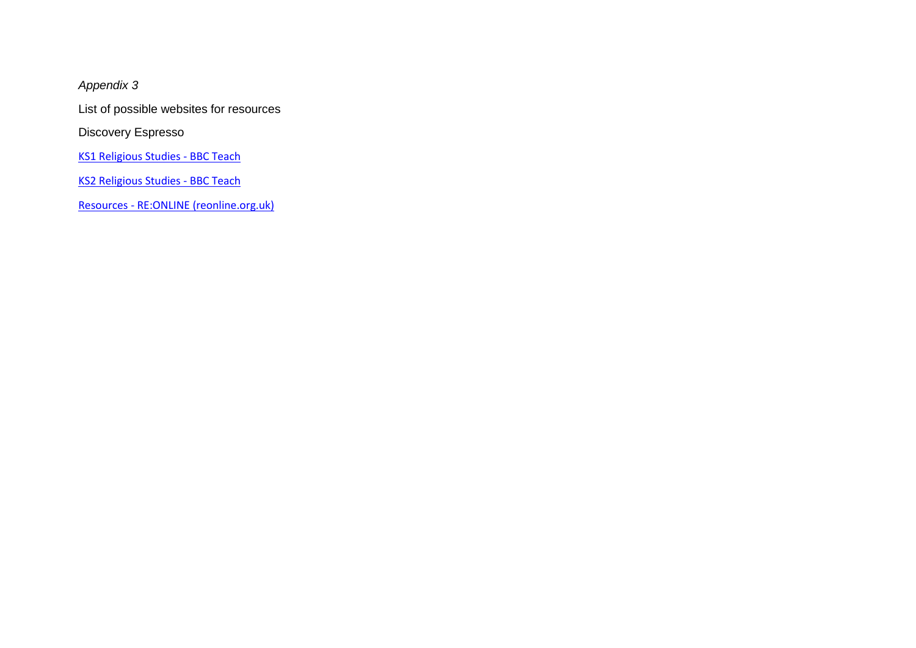*Appendix 3*

List of possible websites for resources

Discovery Espresso

KS1 Religious Studies - BBC Teach

KS2 Religious Studies - BBC Teach

Resources - RE:ONLINE (reonline.org.uk)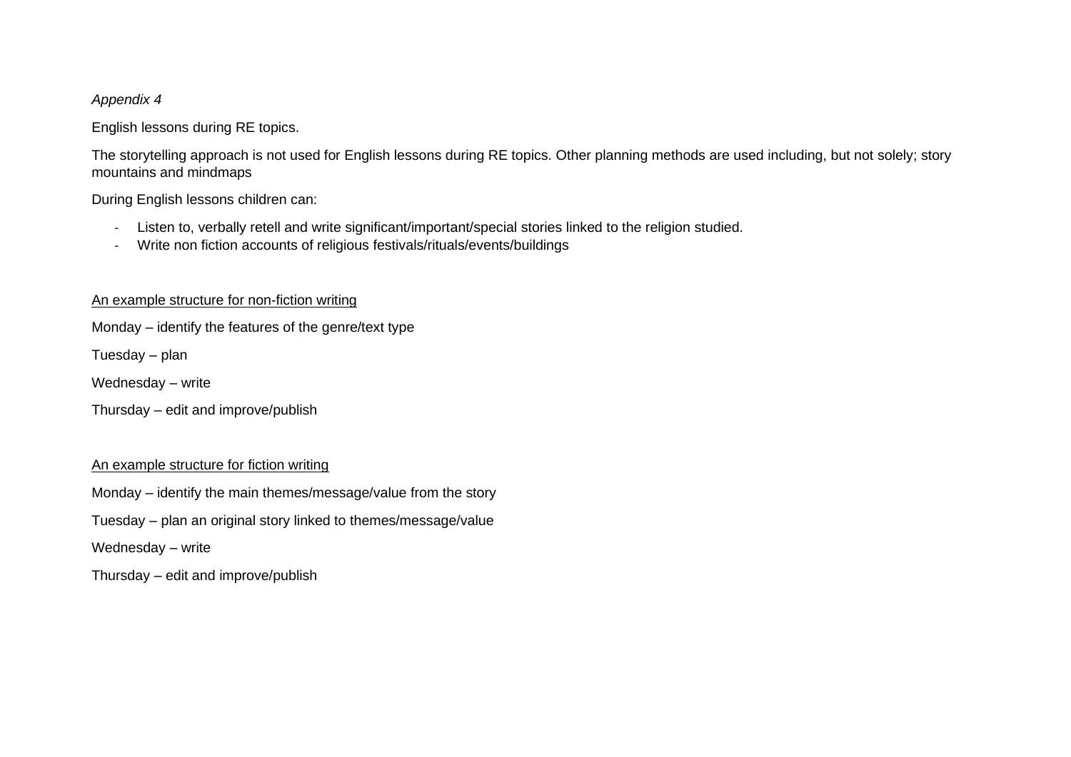*Appendix 4*

English lessons during RE topics.

The storytelling approach is not used for English lessons during RE topics. Other planning methods are used including, but not solely; story mountains and mindmaps

During English lessons children can:

- Listen to, verbally retell and write significant/important/special stories linked to the religion studied.
- Write non fiction accounts of religious festivals/rituals/events/buildings

<u>An example structure for non-fiction writing</u>

Monday – identify the features of the genre/text type

Tuesday – plan

Wednesday – write

Thursday – edit and improve/publish

<u>An example structure for fiction writing</u>

Monday – identify the main themes/message/value from the story

Tuesday – plan an original story linked to themes/message/value

Wednesday – write

Thursday – edit and improve/publish